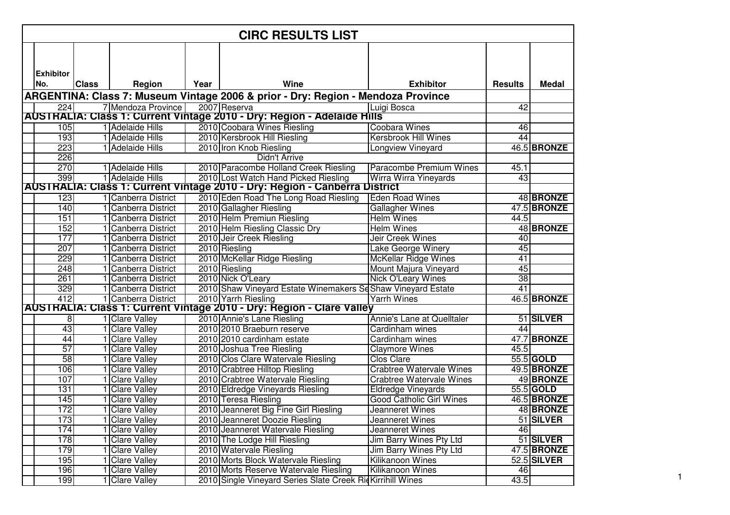# CIRC RESULTS LIST

| Exhibitor No. | Class | Region | Year | Wine | Exhibitor | Results | Medal |
|---|---|---|---|---|---|---|---|
| **ARGENTINA: Class 7: Museum Vintage 2006 & prior - Dry: Region - Mendoza Province** | | | | | | | |
| 224 | 7 | Mendoza Province | 2007 | Reserva | Luigi Bosca | 42 | |
| **AUSTRALIA: Class 1: Current Vintage 2010 - Dry: Region - Adelaide Hills** | | | | | | | |
| 105 | 1 | Adelaide Hills | 2010 | Coobara Wines Riesling | Coobara Wines | 46 | |
| 193 | 1 | Adelaide Hills | 2010 | Kersbrook Hill Riesling | Kersbrook Hill Wines | 44 | |
| 223 | 1 | Adelaide Hills | 2010 | Iron Knob Riesling | Longview Vineyard | 46.5 | **BRONZE** |
| 226 | | | | Didn't Arrive | | | |
| 270 | 1 | Adelaide Hills | 2010 | Paracombe Holland Creek Riesling | Paracombe Premium Wines | 45.1 | |
| 399 | 1 | Adelaide Hills | 2010 | Lost Watch Hand Picked Riesling | Wirra Wirra Yineyards | 43 | |
| **AUSTRALIA: Class 1: Current Vintage 2010 - Dry: Region - Canberra District** | | | | | | | |
| 123 | 1 | Canberra District | 2010 | Eden Road The Long Road Riesling | Eden Road Wines | 48 | **BRONZE** |
| 140 | 1 | Canberra District | 2010 | Gallagher Riesling | Gallagher Wines | 47.5 | **BRONZE** |
| 151 | 1 | Canberra District | 2010 | Helm Premiun Riesling | Helm Wines | 44.5 | |
| 152 | 1 | Canberra District | 2010 | Helm Riesling Classic Dry | Helm Wines | 48 | **BRONZE** |
| 177 | 1 | Canberra District | 2010 | Jeir Creek Riesling | Jeir Creek Wines | 40 | |
| 207 | 1 | Canberra District | 2010 | Riesling | Lake George Winery | 45 | |
| 229 | 1 | Canberra District | 2010 | McKellar Ridge Riesling | McKellar Ridge Wines | 41 | |
| 248 | 1 | Canberra District | 2010 | Riesling | Mount Majura Vineyard | 45 | |
| 261 | 1 | Canberra District | 2010 | Nick O'Leary | Nick O'Leary Wines | 38 | |
| 329 | 1 | Canberra District | 2010 | Shaw Vineyard Estate Winemakers Se | Shaw Vineyard Estate | 41 | |
| 412 | 1 | Canberra District | 2010 | Yarrh Riesling | Yarrh Wines | 46.5 | **BRONZE** |
| **AUSTRALIA: Class 1: Current Vintage 2010 - Dry: Region - Clare Valley** | | | | | | | |
| 8 | 1 | Clare Valley | 2010 | Annie's Lane Riesling | Annie's Lane at Quelltaler | 51 | **SILVER** |
| 43 | 1 | Clare Valley | 2010 | 2010 Braeburn reserve | Cardinham wines | 44 | |
| 44 | 1 | Clare Valley | 2010 | 2010 cardinham estate | Cardinham wines | 47.7 | **BRONZE** |
| 57 | 1 | Clare Valley | 2010 | Joshua Tree Riesling | Claymore Wines | 45.5 | |
| 58 | 1 | Clare Valley | 2010 | Clos Clare Watervale Riesling | Clos Clare | 55.5 | **GOLD** |
| 106 | 1 | Clare Valley | 2010 | Crabtree Hilltop Riesling | Crabtree Watervale Wines | 49.5 | **BRONZE** |
| 107 | 1 | Clare Valley | 2010 | Crabtree Watervale Riesling | Crabtree Watervale Wines | 49 | **BRONZE** |
| 131 | 1 | Clare Valley | 2010 | Eldredge Vineyards Riesling | Eldredge Vineyards | 55.5 | **GOLD** |
| 145 | 1 | Clare Valley | 2010 | Teresa Riesling | Good Catholic Girl Wines | 46.5 | **BRONZE** |
| 172 | 1 | Clare Valley | 2010 | Jeanneret Big Fine Girl Riesling | Jeanneret Wines | 48 | **BRONZE** |
| 173 | 1 | Clare Valley | 2010 | Jeanneret Doozie Riesling | Jeanneret Wines | 51 | **SILVER** |
| 174 | 1 | Clare Valley | 2010 | Jeanneret Watervale Riesling | Jeanneret Wines | 46 | |
| 178 | 1 | Clare Valley | 2010 | The Lodge Hill Riesling | Jim Barry Wines Pty Ltd | 51 | **SILVER** |
| 179 | 1 | Clare Valley | 2010 | Watervale Riesling | Jim Barry Wines Pty Ltd | 47.5 | **BRONZE** |
| 195 | 1 | Clare Valley | 2010 | Morts Block Watervale Riesling | Kilikanoon Wines | 52.5 | **SILVER** |
| 196 | 1 | Clare Valley | 2010 | Morts Reserve Watervale Riesling | Kilikanoon Wines | 46 | |
| 199 | 1 | Clare Valley | 2010 | Single Vineyard Series Slate Creek Rie | Kirrihill Wines | 43.5 | |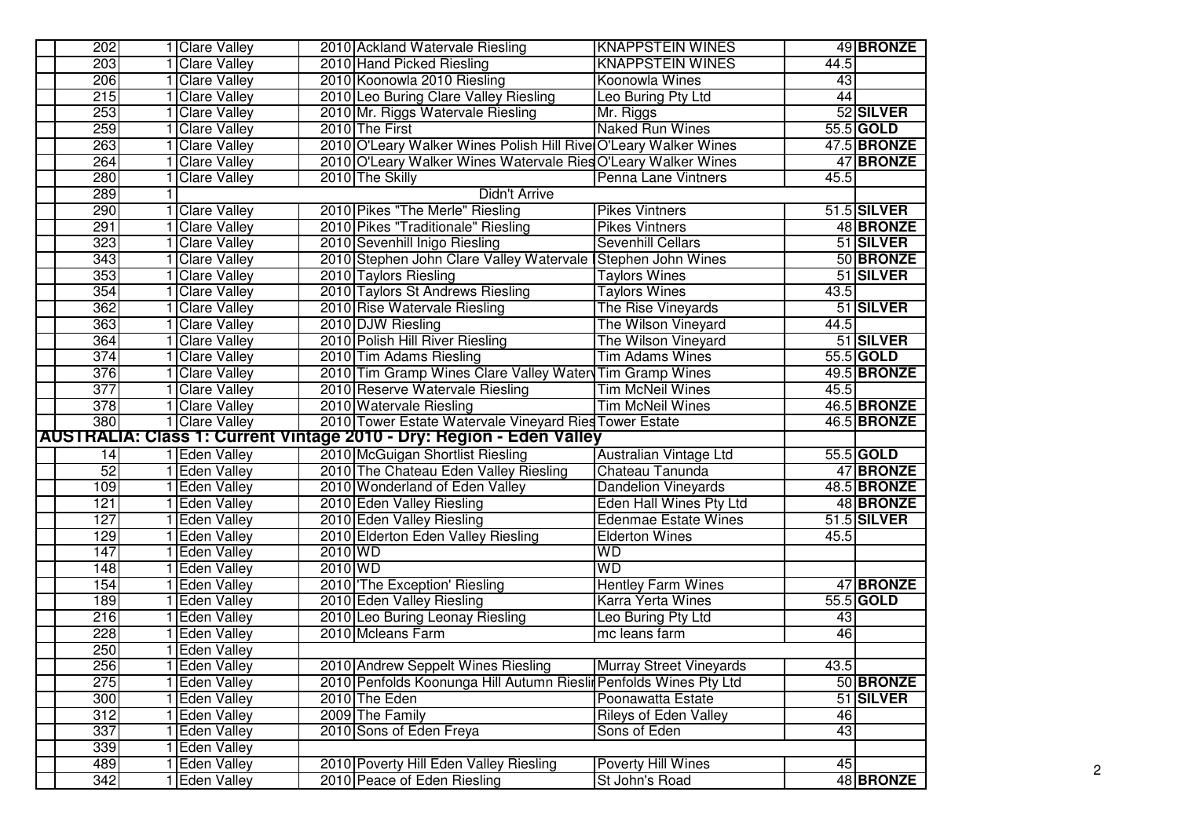| | | | | | | |
|---|---|---|---|---|---|---|
| 202 | 1 | Clare Valley | 2010 | Ackland Watervale Riesling | KNAPPSTEIN WINES | 49 | **BRONZE** |
| 203 | 1 | Clare Valley | 2010 | Hand Picked Riesling | KNAPPSTEIN WINES | 44.5 | |
| 206 | 1 | Clare Valley | 2010 | Koonowla 2010 Riesling | Koonowla Wines | 43 | |
| 215 | 1 | Clare Valley | 2010 | Leo Buring Clare Valley Riesling | Leo Buring Pty Ltd | 44 | |
| 253 | 1 | Clare Valley | 2010 | Mr. Riggs Watervale Riesling | Mr. Riggs | 52 | **SILVER** |
| 259 | 1 | Clare Valley | 2010 | The First | Naked Run Wines | 55.5 | **GOLD** |
| 263 | 1 | Clare Valley | 2010 | O'Leary Walker Wines Polish Hill Rive | O'Leary Walker Wines | 47.5 | **BRONZE** |
| 264 | 1 | Clare Valley | 2010 | O'Leary Walker Wines Watervale Ries | O'Leary Walker Wines | 47 | **BRONZE** |
| 280 | 1 | Clare Valley | 2010 | The Skilly | Penna Lane Vintners | 45.5 | |
| 289 | 1 | | | Didn't Arrive | | | |
| 290 | 1 | Clare Valley | 2010 | Pikes "The Merle" Riesling | Pikes Vintners | 51.5 | **SILVER** |
| 291 | 1 | Clare Valley | 2010 | Pikes "Traditionale" Riesling | Pikes Vintners | 48 | **BRONZE** |
| 323 | 1 | Clare Valley | 2010 | Sevenhill Inigo Riesling | Sevenhill Cellars | 51 | **SILVER** |
| 343 | 1 | Clare Valley | 2010 | Stephen John Clare Valley Watervale | Stephen John Wines | 50 | **BRONZE** |
| 353 | 1 | Clare Valley | 2010 | Taylors Riesling | Taylors Wines | 51 | **SILVER** |
| 354 | 1 | Clare Valley | 2010 | Taylors St Andrews Riesling | Taylors Wines | 43.5 | |
| 362 | 1 | Clare Valley | 2010 | Rise Watervale Riesling | The Rise Vineyards | 51 | **SILVER** |
| 363 | 1 | Clare Valley | 2010 | DJW Riesling | The Wilson Vineyard | 44.5 | |
| 364 | 1 | Clare Valley | 2010 | Polish Hill River Riesling | The Wilson Vineyard | 51 | **SILVER** |
| 374 | 1 | Clare Valley | 2010 | Tim Adams Riesling | Tim Adams Wines | 55.5 | **GOLD** |
| 376 | 1 | Clare Valley | 2010 | Tim Gramp Wines Clare Valley Waterv | Tim Gramp Wines | 49.5 | **BRONZE** |
| 377 | 1 | Clare Valley | 2010 | Reserve Watervale Riesling | Tim McNeil Wines | 45.5 | |
| 378 | 1 | Clare Valley | 2010 | Watervale Riesling | Tim McNeil Wines | 46.5 | **BRONZE** |
| 380 | 1 | Clare Valley | 2010 | Tower Estate Watervale Vineyard Ries | Tower Estate | 46.5 | **BRONZE** |
| **AUSTRALIA: Class 1: Current Vintage 2010 - Dry: Region - Eden Valley** | | | | | | | |
| 14 | 1 | Eden Valley | 2010 | McGuigan Shortlist Riesling | Australian Vintage Ltd | 55.5 | **GOLD** |
| 52 | 1 | Eden Valley | 2010 | The Chateau Eden Valley Riesling | Chateau Tanunda | 47 | **BRONZE** |
| 109 | 1 | Eden Valley | 2010 | Wonderland of Eden Valley | Dandelion Vineyards | 48.5 | **BRONZE** |
| 121 | 1 | Eden Valley | 2010 | Eden Valley Riesling | Eden Hall Wines Pty Ltd | 48 | **BRONZE** |
| 127 | 1 | Eden Valley | 2010 | Eden Valley Riesling | Edenmae Estate Wines | 51.5 | **SILVER** |
| 129 | 1 | Eden Valley | 2010 | Elderton Eden Valley Riesling | Elderton Wines | 45.5 | |
| 147 | 1 | Eden Valley | 2010 | WD | WD | | |
| 148 | 1 | Eden Valley | 2010 | WD | WD | | |
| 154 | 1 | Eden Valley | 2010 | 'The Exception' Riesling | Hentley Farm Wines | 47 | **BRONZE** |
| 189 | 1 | Eden Valley | 2010 | Eden Valley Riesling | Karra Yerta Wines | 55.5 | **GOLD** |
| 216 | 1 | Eden Valley | 2010 | Leo Buring Leonay Riesling | Leo Buring Pty Ltd | 43 | |
| 228 | 1 | Eden Valley | 2010 | Mcleans Farm | mc leans farm | 46 | |
| 250 | 1 | Eden Valley | | | | | |
| 256 | 1 | Eden Valley | 2010 | Andrew Seppelt Wines Riesling | Murray Street Vineyards | 43.5 | |
| 275 | 1 | Eden Valley | 2010 | Penfolds Koonunga Hill Autumn Riesli | Penfolds Wines Pty Ltd | 50 | **BRONZE** |
| 300 | 1 | Eden Valley | 2010 | The Eden | Poonawatta Estate | 51 | **SILVER** |
| 312 | 1 | Eden Valley | 2009 | The Family | Rileys of Eden Valley | 46 | |
| 337 | 1 | Eden Valley | 2010 | Sons of Eden Freya | Sons of Eden | 43 | |
| 339 | 1 | Eden Valley | | | | | |
| 489 | 1 | Eden Valley | 2010 | Poverty Hill Eden Valley Riesling | Poverty Hill Wines | 45 | |
| 342 | 1 | Eden Valley | 2010 | Peace of Eden Riesling | St John's Road | 48 | **BRONZE** |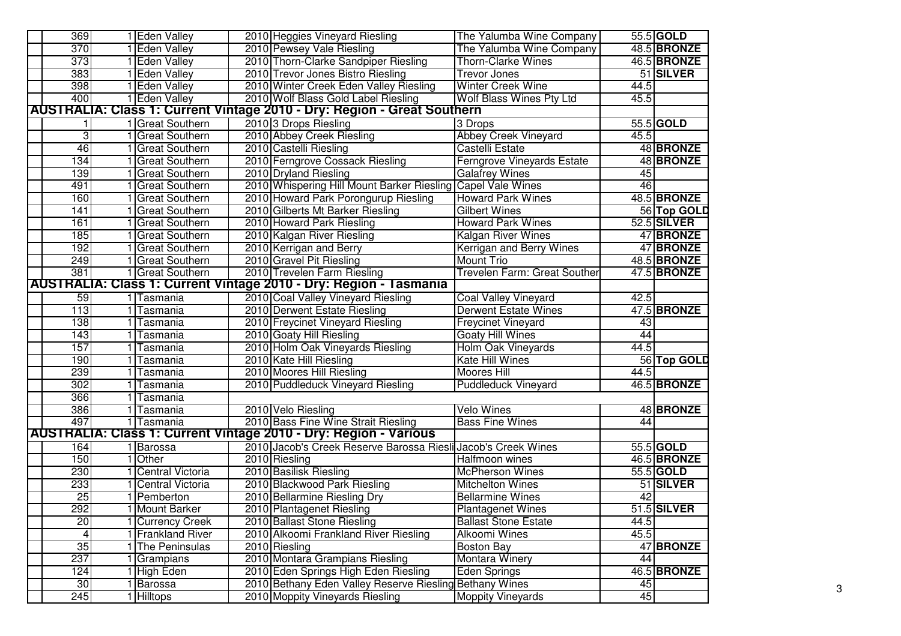| | | | | | | |
|---|---|---|---|---|---|---|
| 369 | 1 | Eden Valley | 2010 | Heggies Vineyard Riesling | The Yalumba Wine Company | 55.5 | **GOLD** |
| 370 | 1 | Eden Valley | 2010 | Pewsey Vale Riesling | The Yalumba Wine Company | 48.5 | **BRONZE** |
| 373 | 1 | Eden Valley | 2010 | Thorn-Clarke Sandpiper Riesling | Thorn-Clarke Wines | 46.5 | **BRONZE** |
| 383 | 1 | Eden Valley | 2010 | Trevor Jones Bistro Riesling | Trevor Jones | 51 | **SILVER** |
| 398 | 1 | Eden Valley | 2010 | Winter Creek Eden Valley Riesling | Winter Creek Wine | 44.5 | |
| 400 | 1 | Eden Valley | 2010 | Wolf Blass Gold Label Riesling | Wolf Blass Wines Pty Ltd | 45.5 | |
| **AUSTRALIA: Class 1: Current Vintage 2010 - Dry: Region - Great Southern** | | | | | | | |
| 1 | 1 | Great Southern | 2010 | 3 Drops Riesling | 3 Drops | 55.5 | **GOLD** |
| 3 | 1 | Great Southern | 2010 | Abbey Creek Riesling | Abbey Creek Vineyard | 45.5 | |
| 46 | 1 | Great Southern | 2010 | Castelli Riesling | Castelli Estate | 48 | **BRONZE** |
| 134 | 1 | Great Southern | 2010 | Ferngrove Cossack Riesling | Ferngrove Vineyards Estate | 48 | **BRONZE** |
| 139 | 1 | Great Southern | 2010 | Dryland Riesling | Galafrey Wines | 45 | |
| 491 | 1 | Great Southern | 2010 | Whispering Hill Mount Barker Riesling | Capel Vale Wines | 46 | |
| 160 | 1 | Great Southern | 2010 | Howard Park Porongurup Riesling | Howard Park Wines | 48.5 | **BRONZE** |
| 141 | 1 | Great Southern | 2010 | Gilberts Mt Barker Riesling | Gilbert Wines | 56 | **Top GOLD** |
| 161 | 1 | Great Southern | 2010 | Howard Park Riesling | Howard Park Wines | 52.5 | **SILVER** |
| 185 | 1 | Great Southern | 2010 | Kalgan River Riesling | Kalgan River Wines | 47 | **BRONZE** |
| 192 | 1 | Great Southern | 2010 | Kerrigan and Berry | Kerrigan and Berry Wines | 47 | **BRONZE** |
| 249 | 1 | Great Southern | 2010 | Gravel Pit Riesling | Mount Trio | 48.5 | **BRONZE** |
| 381 | 1 | Great Southern | 2010 | Trevelen Farm Riesling | Trevelen Farm: Great Souther | 47.5 | **BRONZE** |
| **AUSTRALIA: Class 1: Current Vintage 2010 - Dry: Region - Tasmania** | | | | | | | |
| 59 | 1 | Tasmania | 2010 | Coal Valley Vineyard Riesling | Coal Valley Vineyard | 42.5 | |
| 113 | 1 | Tasmania | 2010 | Derwent Estate Riesling | Derwent Estate Wines | 47.5 | **BRONZE** |
| 138 | 1 | Tasmania | 2010 | Freycinet Vineyard Riesling | Freycinet Vineyard | 43 | |
| 143 | 1 | Tasmania | 2010 | Goaty Hill Riesling | Goaty Hill Wines | 44 | |
| 157 | 1 | Tasmania | 2010 | Holm Oak Vineyards Riesling | Holm Oak Vineyards | 44.5 | |
| 190 | 1 | Tasmania | 2010 | Kate Hill Riesling | Kate Hill Wines | 56 | **Top GOLD** |
| 239 | 1 | Tasmania | 2010 | Moores Hill Riesling | Moores Hill | 44.5 | |
| 302 | 1 | Tasmania | 2010 | Puddleduck Vineyard Riesling | Puddleduck Vineyard | 46.5 | **BRONZE** |
| 366 | 1 | Tasmania | | | | | |
| 386 | 1 | Tasmania | 2010 | Velo Riesling | Velo Wines | 48 | **BRONZE** |
| 497 | 1 | Tasmania | 2010 | Bass Fine Wine Strait Riesling | Bass Fine Wines | 44 | |
| **AUSTRALIA: Class 1: Current Vintage 2010 - Dry: Region - Various** | | | | | | | |
| 164 | 1 | Barossa | 2010 | Jacob's Creek Reserve Barossa Riesli | Jacob's Creek Wines | 55.5 | **GOLD** |
| 150 | 1 | Other | 2010 | Riesling | Halfmoon wines | 46.5 | **BRONZE** |
| 230 | 1 | Central Victoria | 2010 | Basilisk Riesling | McPherson Wines | 55.5 | **GOLD** |
| 233 | 1 | Central Victoria | 2010 | Blackwood Park Riesling | Mitchelton Wines | 51 | **SILVER** |
| 25 | 1 | Pemberton | 2010 | Bellarmine Riesling Dry | Bellarmine Wines | 42 | |
| 292 | 1 | Mount Barker | 2010 | Plantagenet Riesling | Plantagenet Wines | 51.5 | **SILVER** |
| 20 | 1 | Currency Creek | 2010 | Ballast Stone Riesling | Ballast Stone Estate | 44.5 | |
| 4 | 1 | Frankland River | 2010 | Alkoomi Frankland River Riesling | Alkoomi Wines | 45.5 | |
| 35 | 1 | The Peninsulas | 2010 | Riesling | Boston Bay | 47 | **BRONZE** |
| 237 | 1 | Grampians | 2010 | Montara Grampians Riesling | Montara Winery | 44 | |
| 124 | 1 | High Eden | 2010 | Eden Springs High Eden Riesling | Eden Springs | 46.5 | **BRONZE** |
| 30 | 1 | Barossa | 2010 | Bethany Eden Valley Reserve Riesling | Bethany Wines | 45 | |
| 245 | 1 | Hilltops | 2010 | Moppity Vineyards Riesling | Moppity Vineyards | 45 | |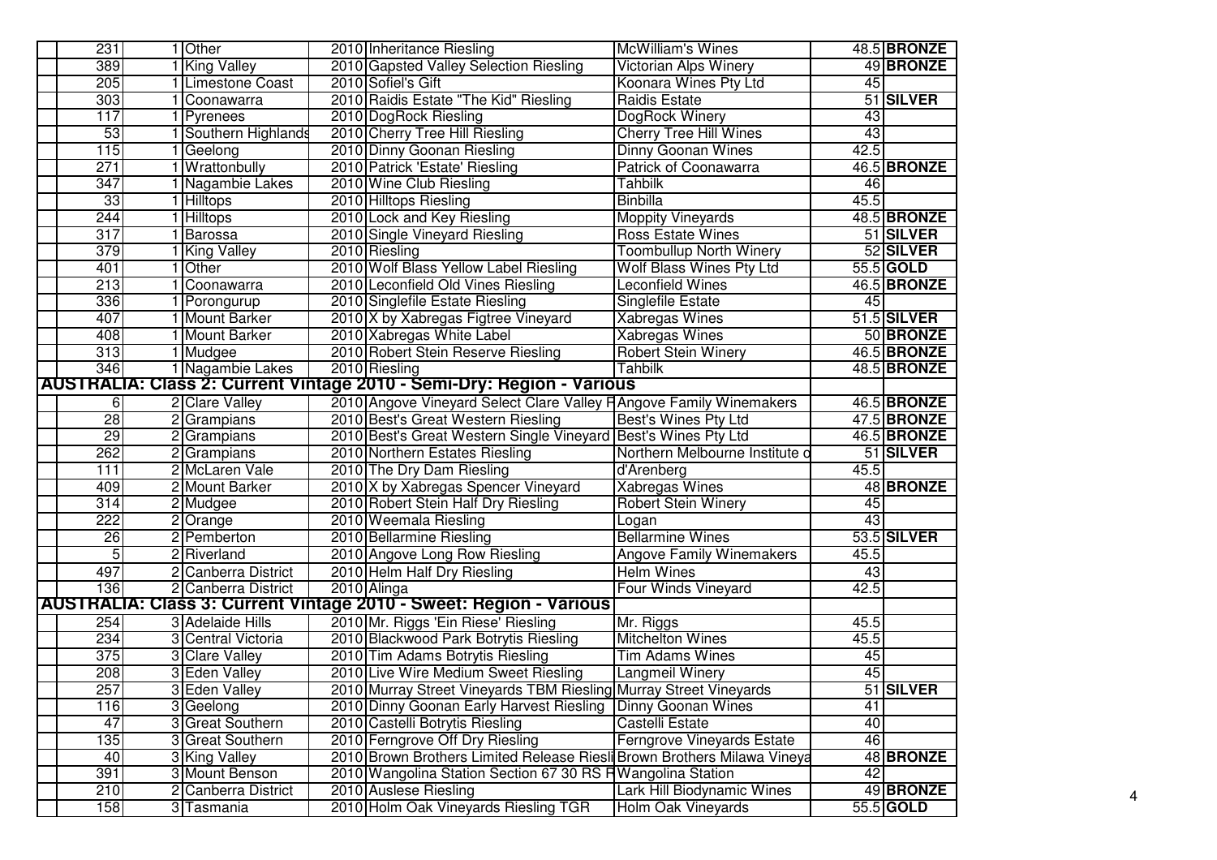| | | | | | | |
|---|---|---|---|---|---|---|
| 231 | 1 | Other | 2010 | Inheritance Riesling | McWilliam's Wines | 48.5 | BRONZE |
| 389 | 1 | King Valley | 2010 | Gapsted Valley Selection Riesling | Victorian Alps Winery | 49 | BRONZE |
| 205 | 1 | Limestone Coast | 2010 | Sofiel's Gift | Koonara Wines Pty Ltd | 45 | |
| 303 | 1 | Coonawarra | 2010 | Raidis Estate "The Kid" Riesling | Raidis Estate | 51 | SILVER |
| 117 | 1 | Pyrenees | 2010 | DogRock Riesling | DogRock Winery | 43 | |
| 53 | 1 | Southern Highlands | 2010 | Cherry Tree Hill Riesling | Cherry Tree Hill Wines | 43 | |
| 115 | 1 | Geelong | 2010 | Dinny Goonan Riesling | Dinny Goonan Wines | 42.5 | |
| 271 | 1 | Wrattonbully | 2010 | Patrick 'Estate' Riesling | Patrick of Coonawarra | 46.5 | BRONZE |
| 347 | 1 | Nagambie Lakes | 2010 | Wine Club Riesling | Tahbilk | 46 | |
| 33 | 1 | Hilltops | 2010 | Hilltops Riesling | Binbilla | 45.5 | |
| 244 | 1 | Hilltops | 2010 | Lock and Key Riesling | Moppity Vineyards | 48.5 | BRONZE |
| 317 | 1 | Barossa | 2010 | Single Vineyard Riesling | Ross Estate Wines | 51 | SILVER |
| 379 | 1 | King Valley | 2010 | Riesling | Toombullup North Winery | 52 | SILVER |
| 401 | 1 | Other | 2010 | Wolf Blass Yellow Label Riesling | Wolf Blass Wines Pty Ltd | 55.5 | GOLD |
| 213 | 1 | Coonawarra | 2010 | Leconfield Old Vines Riesling | Leconfield Wines | 46.5 | BRONZE |
| 336 | 1 | Porongurup | 2010 | Singlefile Estate Riesling | Singlefile Estate | 45 | |
| 407 | 1 | Mount Barker | 2010 | X by Xabregas Figtree Vineyard | Xabregas Wines | 51.5 | SILVER |
| 408 | 1 | Mount Barker | 2010 | Xabregas White Label | Xabregas Wines | 50 | BRONZE |
| 313 | 1 | Mudgee | 2010 | Robert Stein Reserve Riesling | Robert Stein Winery | 46.5 | BRONZE |
| 346 | 1 | Nagambie Lakes | 2010 | Riesling | Tahbilk | 48.5 | BRONZE |
| **AUSTRALIA: Class 2: Current Vintage 2010 - Semi-Dry: Region - Various** | | | | | | | |
| 6 | 2 | Clare Valley | 2010 | Angove Vineyard Select Clare Valley R | Angove Family Winemakers | 46.5 | BRONZE |
| 28 | 2 | Grampians | 2010 | Best's Great Western Riesling | Best's Wines Pty Ltd | 47.5 | BRONZE |
| 29 | 2 | Grampians | 2010 | Best's Great Western Single Vineyard | Best's Wines Pty Ltd | 46.5 | BRONZE |
| 262 | 2 | Grampians | 2010 | Northern Estates Riesling | Northern Melbourne Institute o | 51 | SILVER |
| 111 | 2 | McLaren Vale | 2010 | The Dry Dam Riesling | d'Arenberg | 45.5 | |
| 409 | 2 | Mount Barker | 2010 | X by Xabregas Spencer Vineyard | Xabregas Wines | 48 | BRONZE |
| 314 | 2 | Mudgee | 2010 | Robert Stein Half Dry Riesling | Robert Stein Winery | 45 | |
| 222 | 2 | Orange | 2010 | Weemala Riesling | Logan | 43 | |
| 26 | 2 | Pemberton | 2010 | Bellarmine Riesling | Bellarmine Wines | 53.5 | SILVER |
| 5 | 2 | Riverland | 2010 | Angove Long Row Riesling | Angove Family Winemakers | 45.5 | |
| 497 | 2 | Canberra District | 2010 | Helm Half Dry Riesling | Helm Wines | 43 | |
| 136 | 2 | Canberra District | 2010 | Alinga | Four Winds Vineyard | 42.5 | |
| **AUSTRALIA: Class 3: Current Vintage 2010 - Sweet: Region - Various** | | | | | | | |
| 254 | 3 | Adelaide Hills | 2010 | Mr. Riggs 'Ein Riese' Riesling | Mr. Riggs | 45.5 | |
| 234 | 3 | Central Victoria | 2010 | Blackwood Park Botrytis Riesling | Mitchelton Wines | 45.5 | |
| 375 | 3 | Clare Valley | 2010 | Tim Adams Botrytis Riesling | Tim Adams Wines | 45 | |
| 208 | 3 | Eden Valley | 2010 | Live Wire Medium Sweet Riesling | Langmeil Winery | 45 | |
| 257 | 3 | Eden Valley | 2010 | Murray Street Vineyards TBM Riesling | Murray Street Vineyards | 51 | SILVER |
| 116 | 3 | Geelong | 2010 | Dinny Goonan Early Harvest Riesling | Dinny Goonan Wines | 41 | |
| 47 | 3 | Great Southern | 2010 | Castelli Botrytis Riesling | Castelli Estate | 40 | |
| 135 | 3 | Great Southern | 2010 | Ferngrove Off Dry Riesling | Ferngrove Vineyards Estate | 46 | |
| 40 | 3 | King Valley | 2010 | Brown Brothers Limited Release Riesli | Brown Brothers Milawa Vineya | 48 | BRONZE |
| 391 | 3 | Mount Benson | 2010 | Wangolina Station Section 67 30 RS R | Wangolina Station | 42 | |
| 210 | 2 | Canberra District | 2010 | Auslese Riesling | Lark Hill Biodynamic Wines | 49 | BRONZE |
| 158 | 3 | Tasmania | 2010 | Holm Oak Vineyards Riesling TGR | Holm Oak Vineyards | 55.5 | GOLD |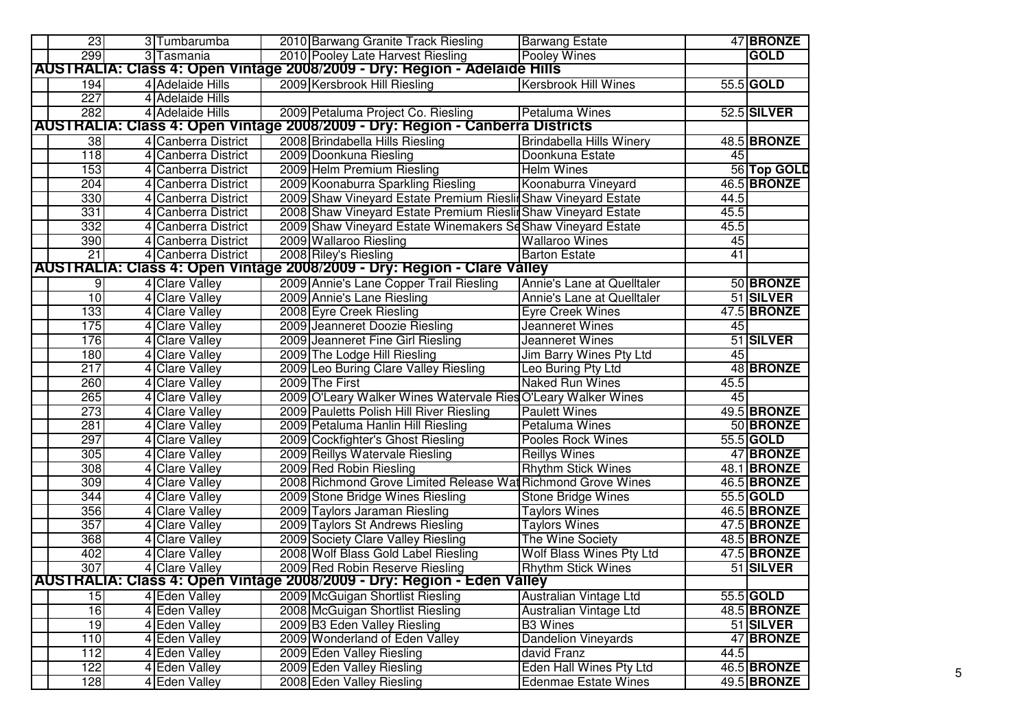| | | | | | |
|---|---|---|---|---|---|
| 23 | 3 | Tumbarumba | 2010 Barwang Granite Track Riesling | Barwang Estate | 47 | **BRONZE** |
| 299 | 3 | Tasmania | 2010 Pooley Late Harvest Riesling | Pooley Wines | | **GOLD** |
| **AUSTRALIA: Class 4: Open Vintage 2008/2009 - Dry: Region - Adelaide Hills** | | | | | | |
| 194 | 4 | Adelaide Hills | 2009 Kersbrook Hill Riesling | Kersbrook Hill Wines | 55.5 | **GOLD** |
| 227 | 4 | Adelaide Hills | | | | |
| 282 | 4 | Adelaide Hills | 2009 Petaluma Project Co. Riesling | Petaluma Wines | 52.5 | **SILVER** |
| **AUSTRALIA: Class 4: Open Vintage 2008/2009 - Dry: Region - Canberra Districts** | | | | | | |
| 38 | 4 | Canberra District | 2008 Brindabella Hills Riesling | Brindabella Hills Winery | 48.5 | **BRONZE** |
| 118 | 4 | Canberra District | 2009 Doonkuna Riesling | Doonkuna Estate | 45 | |
| 153 | 4 | Canberra District | 2009 Helm Premium Riesling | Helm Wines | 56 | **Top GOLD** |
| 204 | 4 | Canberra District | 2009 Koonaburra Sparkling Riesling | Koonaburra Vineyard | 46.5 | **BRONZE** |
| 330 | 4 | Canberra District | 2009 Shaw Vineyard Estate Premium Riesli | Shaw Vineyard Estate | 44.5 | |
| 331 | 4 | Canberra District | 2008 Shaw Vineyard Estate Premium Riesli | Shaw Vineyard Estate | 45.5 | |
| 332 | 4 | Canberra District | 2009 Shaw Vineyard Estate Winemakers Se | Shaw Vineyard Estate | 45.5 | |
| 390 | 4 | Canberra District | 2009 Wallaroo Riesling | Wallaroo Wines | 45 | |
| 21 | 4 | Canberra District | 2008 Riley's Riesling | Barton Estate | 41 | |
| **AUSTRALIA: Class 4: Open Vintage 2008/2009 - Dry: Region - Clare Valley** | | | | | | |
| 9 | 4 | Clare Valley | 2009 Annie's Lane Copper Trail Riesling | Annie's Lane at Quelltaler | 50 | **BRONZE** |
| 10 | 4 | Clare Valley | 2009 Annie's Lane Riesling | Annie's Lane at Quelltaler | 51 | **SILVER** |
| 133 | 4 | Clare Valley | 2008 Eyre Creek Riesling | Eyre Creek Wines | 47.5 | **BRONZE** |
| 175 | 4 | Clare Valley | 2009 Jeanneret Doozie Riesling | Jeanneret Wines | 45 | |
| 176 | 4 | Clare Valley | 2009 Jeanneret Fine Girl Riesling | Jeanneret Wines | 51 | **SILVER** |
| 180 | 4 | Clare Valley | 2009 The Lodge Hill Riesling | Jim Barry Wines Pty Ltd | 45 | |
| 217 | 4 | Clare Valley | 2009 Leo Buring Clare Valley Riesling | Leo Buring Pty Ltd | 48 | **BRONZE** |
| 260 | 4 | Clare Valley | 2009 The First | Naked Run Wines | 45.5 | |
| 265 | 4 | Clare Valley | 2009 O'Leary Walker Wines Watervale Ries | O'Leary Walker Wines | 45 | |
| 273 | 4 | Clare Valley | 2009 Pauletts Polish Hill River Riesling | Paulett Wines | 49.5 | **BRONZE** |
| 281 | 4 | Clare Valley | 2009 Petaluma Hanlin Hill Riesling | Petaluma Wines | 50 | **BRONZE** |
| 297 | 4 | Clare Valley | 2009 Cockfighter's Ghost Riesling | Pooles Rock Wines | 55.5 | **GOLD** |
| 305 | 4 | Clare Valley | 2009 Reillys Watervale Riesling | Reillys Wines | 47 | **BRONZE** |
| 308 | 4 | Clare Valley | 2009 Red Robin Riesling | Rhythm Stick Wines | 48.1 | **BRONZE** |
| 309 | 4 | Clare Valley | 2008 Richmond Grove Limited Release Wat | Richmond Grove Wines | 46.5 | **BRONZE** |
| 344 | 4 | Clare Valley | 2009 Stone Bridge Wines Riesling | Stone Bridge Wines | 55.5 | **GOLD** |
| 356 | 4 | Clare Valley | 2009 Taylors Jaraman Riesling | Taylors Wines | 46.5 | **BRONZE** |
| 357 | 4 | Clare Valley | 2009 Taylors St Andrews Riesling | Taylors Wines | 47.5 | **BRONZE** |
| 368 | 4 | Clare Valley | 2009 Society Clare Valley Riesling | The Wine Society | 48.5 | **BRONZE** |
| 402 | 4 | Clare Valley | 2008 Wolf Blass Gold Label Riesling | Wolf Blass Wines Pty Ltd | 47.5 | **BRONZE** |
| 307 | 4 | Clare Valley | 2009 Red Robin Reserve Riesling | Rhythm Stick Wines | 51 | **SILVER** |
| **AUSTRALIA: Class 4: Open Vintage 2008/2009 - Dry: Region - Eden Valley** | | | | | | |
| 15 | 4 | Eden Valley | 2009 McGuigan Shortlist Riesling | Australian Vintage Ltd | 55.5 | **GOLD** |
| 16 | 4 | Eden Valley | 2008 McGuigan Shortlist Riesling | Australian Vintage Ltd | 48.5 | **BRONZE** |
| 19 | 4 | Eden Valley | 2009 B3 Eden Valley Riesling | B3 Wines | 51 | **SILVER** |
| 110 | 4 | Eden Valley | 2009 Wonderland of Eden Valley | Dandelion Vineyards | 47 | **BRONZE** |
| 112 | 4 | Eden Valley | 2009 Eden Valley Riesling | david Franz | 44.5 | |
| 122 | 4 | Eden Valley | 2009 Eden Valley Riesling | Eden Hall Wines Pty Ltd | 46.5 | **BRONZE** |
| 128 | 4 | Eden Valley | 2008 Eden Valley Riesling | Edenmae Estate Wines | 49.5 | **BRONZE** |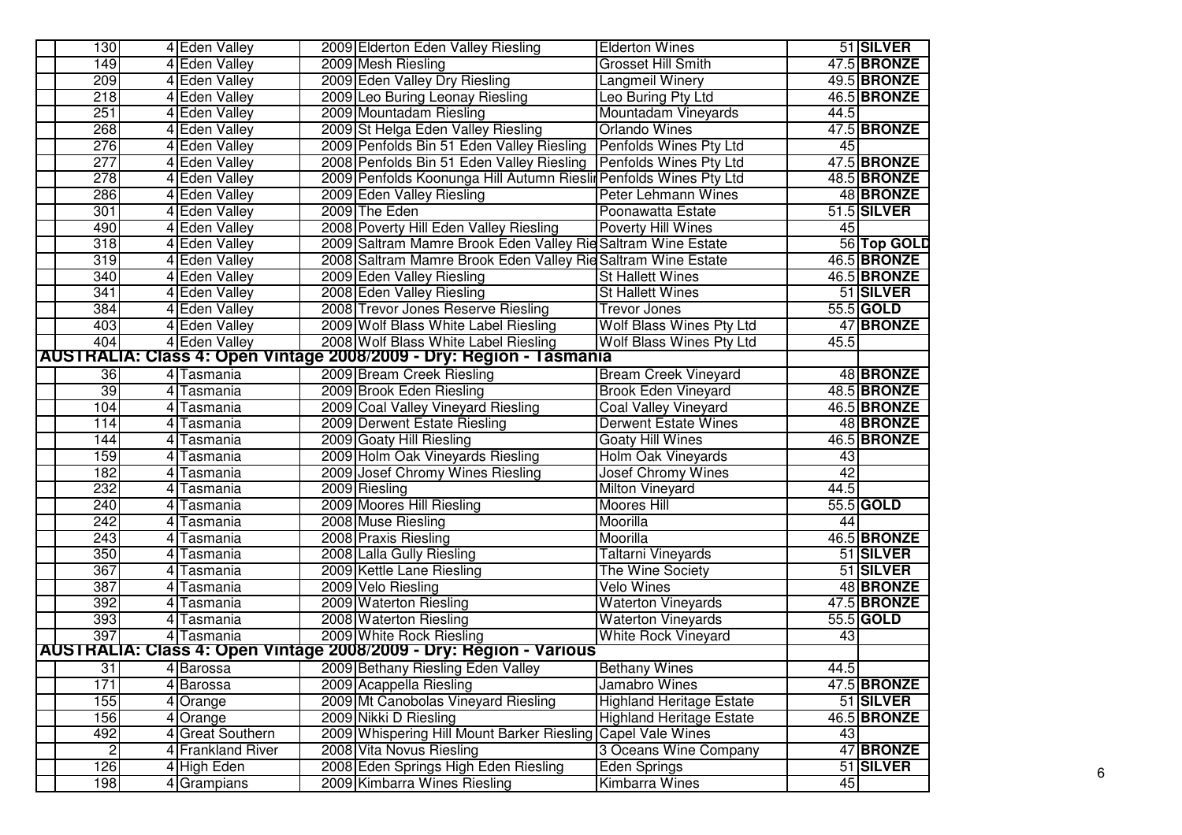| | | | | | | |
|---|---|---|---|---|---|---|
| 130 | 4 | Eden Valley | 2009 | Elderton Eden Valley Riesling | Elderton Wines | 51 | **SILVER** |
| 149 | 4 | Eden Valley | 2009 | Mesh Riesling | Grosset Hill Smith | 47.5 | **BRONZE** |
| 209 | 4 | Eden Valley | 2009 | Eden Valley Dry Riesling | Langmeil Winery | 49.5 | **BRONZE** |
| 218 | 4 | Eden Valley | 2009 | Leo Buring Leonay Riesling | Leo Buring Pty Ltd | 46.5 | **BRONZE** |
| 251 | 4 | Eden Valley | 2009 | Mountadam Riesling | Mountadam Vineyards | 44.5 | |
| 268 | 4 | Eden Valley | 2009 | St Helga Eden Valley Riesling | Orlando Wines | 47.5 | **BRONZE** |
| 276 | 4 | Eden Valley | 2009 | Penfolds Bin 51 Eden Valley Riesling | Penfolds Wines Pty Ltd | 45 | |
| 277 | 4 | Eden Valley | 2008 | Penfolds Bin 51 Eden Valley Riesling | Penfolds Wines Pty Ltd | 47.5 | **BRONZE** |
| 278 | 4 | Eden Valley | 2009 | Penfolds Koonunga Hill Autumn Riesli | Penfolds Wines Pty Ltd | 48.5 | **BRONZE** |
| 286 | 4 | Eden Valley | 2009 | Eden Valley Riesling | Peter Lehmann Wines | 48 | **BRONZE** |
| 301 | 4 | Eden Valley | 2009 | The Eden | Poonawatta Estate | 51.5 | **SILVER** |
| 490 | 4 | Eden Valley | 2008 | Poverty Hill Eden Valley Riesling | Poverty Hill Wines | 45 | |
| 318 | 4 | Eden Valley | 2009 | Saltram Mamre Brook Eden Valley Rie | Saltram Wine Estate | 56 | **Top GOLD** |
| 319 | 4 | Eden Valley | 2008 | Saltram Mamre Brook Eden Valley Rie | Saltram Wine Estate | 46.5 | **BRONZE** |
| 340 | 4 | Eden Valley | 2009 | Eden Valley Riesling | St Hallett Wines | 46.5 | **BRONZE** |
| 341 | 4 | Eden Valley | 2008 | Eden Valley Riesling | St Hallett Wines | 51 | **SILVER** |
| 384 | 4 | Eden Valley | 2008 | Trevor Jones Reserve Riesling | Trevor Jones | 55.5 | **GOLD** |
| 403 | 4 | Eden Valley | 2009 | Wolf Blass White Label Riesling | Wolf Blass Wines Pty Ltd | 47 | **BRONZE** |
| 404 | 4 | Eden Valley | 2008 | Wolf Blass White Label Riesling | Wolf Blass Wines Pty Ltd | 45.5 | |
| **AUSTRALIA: Class 4: Open Vintage 2008/2009 - Dry: Region - Tasmania** | | | | | | | |
| 36 | 4 | Tasmania | 2009 | Bream Creek Riesling | Bream Creek Vineyard | 48 | **BRONZE** |
| 39 | 4 | Tasmania | 2009 | Brook Eden Riesling | Brook Eden Vineyard | 48.5 | **BRONZE** |
| 104 | 4 | Tasmania | 2009 | Coal Valley Vineyard Riesling | Coal Valley Vineyard | 46.5 | **BRONZE** |
| 114 | 4 | Tasmania | 2009 | Derwent Estate Riesling | Derwent Estate Wines | 48 | **BRONZE** |
| 144 | 4 | Tasmania | 2009 | Goaty Hill Riesling | Goaty Hill Wines | 46.5 | **BRONZE** |
| 159 | 4 | Tasmania | 2009 | Holm Oak Vineyards Riesling | Holm Oak Vineyards | 43 | |
| 182 | 4 | Tasmania | 2009 | Josef Chromy Wines Riesling | Josef Chromy Wines | 42 | |
| 232 | 4 | Tasmania | 2009 | Riesling | Milton Vineyard | 44.5 | |
| 240 | 4 | Tasmania | 2009 | Moores Hill Riesling | Moores Hill | 55.5 | **GOLD** |
| 242 | 4 | Tasmania | 2008 | Muse Riesling | Moorilla | 44 | |
| 243 | 4 | Tasmania | 2008 | Praxis Riesling | Moorilla | 46.5 | **BRONZE** |
| 350 | 4 | Tasmania | 2008 | Lalla Gully Riesling | Taltarni Vineyards | 51 | **SILVER** |
| 367 | 4 | Tasmania | 2009 | Kettle Lane Riesling | The Wine Society | 51 | **SILVER** |
| 387 | 4 | Tasmania | 2009 | Velo Riesling | Velo Wines | 48 | **BRONZE** |
| 392 | 4 | Tasmania | 2009 | Waterton Riesling | Waterton Vineyards | 47.5 | **BRONZE** |
| 393 | 4 | Tasmania | 2008 | Waterton Riesling | Waterton Vineyards | 55.5 | **GOLD** |
| 397 | 4 | Tasmania | 2009 | White Rock Riesling | White Rock Vineyard | 43 | |
| **AUSTRALIA: Class 4: Open Vintage 2008/2009 - Dry: Region - Various** | | | | | | | |
| 31 | 4 | Barossa | 2009 | Bethany Riesling Eden Valley | Bethany Wines | 44.5 | |
| 171 | 4 | Barossa | 2009 | Acappella Riesling | Jamabro Wines | 47.5 | **BRONZE** |
| 155 | 4 | Orange | 2009 | Mt Canobolas Vineyard Riesling | Highland Heritage Estate | 51 | **SILVER** |
| 156 | 4 | Orange | 2009 | Nikki D Riesling | Highland Heritage Estate | 46.5 | **BRONZE** |
| 492 | 4 | Great Southern | 2009 | Whispering Hill Mount Barker Riesling | Capel Vale Wines | 43 | |
| 2 | 4 | Frankland River | 2008 | Vita Novus Riesling | 3 Oceans Wine Company | 47 | **BRONZE** |
| 126 | 4 | High Eden | 2008 | Eden Springs High Eden Riesling | Eden Springs | 51 | **SILVER** |
| 198 | 4 | Grampians | 2009 | Kimbarra Wines Riesling | Kimbarra Wines | 45 | |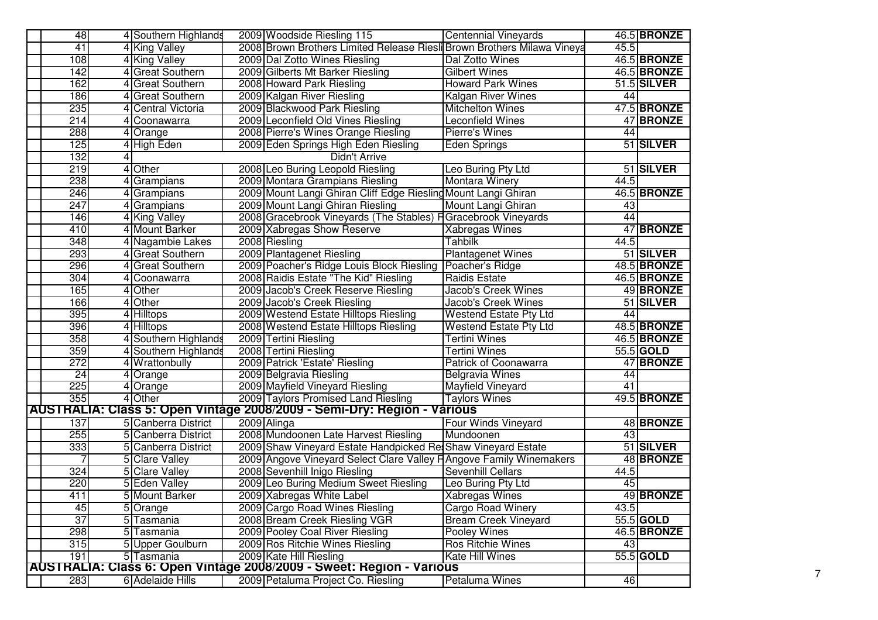| | | | | | | |
|---|---|---|---|---|---|---|
| 48 | 4 | Southern Highlands | 2009 | Woodside Riesling 115 | Centennial Vineyards | 46.5 | **BRONZE** |
| 41 | 4 | King Valley | 2008 | Brown Brothers Limited Release Riesli | Brown Brothers Milawa Vineya | 45.5 | |
| 108 | 4 | King Valley | 2009 | Dal Zotto Wines Riesling | Dal Zotto Wines | 46.5 | **BRONZE** |
| 142 | 4 | Great Southern | 2009 | Gilberts Mt Barker Riesling | Gilbert Wines | 46.5 | **BRONZE** |
| 162 | 4 | Great Southern | 2008 | Howard Park Riesling | Howard Park Wines | 51.5 | **SILVER** |
| 186 | 4 | Great Southern | 2009 | Kalgan River Riesling | Kalgan River Wines | 44 | |
| 235 | 4 | Central Victoria | 2009 | Blackwood Park Riesling | Mitchelton Wines | 47.5 | **BRONZE** |
| 214 | 4 | Coonawarra | 2009 | Leconfield Old Vines Riesling | Leconfield Wines | 47 | **BRONZE** |
| 288 | 4 | Orange | 2008 | Pierre's Wines Orange Riesling | Pierre's Wines | 44 | |
| 125 | 4 | High Eden | 2009 | Eden Springs High Eden Riesling | Eden Springs | 51 | **SILVER** |
| 132 | 4 | | | Didn't Arrive | | | |
| 219 | 4 | Other | 2008 | Leo Buring Leopold Riesling | Leo Buring Pty Ltd | 51 | **SILVER** |
| 238 | 4 | Grampians | 2009 | Montara Grampians Riesling | Montara Winery | 44.5 | |
| 246 | 4 | Grampians | 2009 | Mount Langi Ghiran Cliff Edge Riesling | Mount Langi Ghiran | 46.5 | **BRONZE** |
| 247 | 4 | Grampians | 2009 | Mount Langi Ghiran Riesling | Mount Langi Ghiran | 43 | |
| 146 | 4 | King Valley | 2008 | Gracebrook Vineyards (The Stables) R | Gracebrook Vineyards | 44 | |
| 410 | 4 | Mount Barker | 2009 | Xabregas Show Reserve | Xabregas Wines | 47 | **BRONZE** |
| 348 | 4 | Nagambie Lakes | 2008 | Riesling | Tahbilk | 44.5 | |
| 293 | 4 | Great Southern | 2009 | Plantagenet Riesling | Plantagenet Wines | 51 | **SILVER** |
| 296 | 4 | Great Southern | 2009 | Poacher's Ridge Louis Block Riesling | Poacher's Ridge | 48.5 | **BRONZE** |
| 304 | 4 | Coonawarra | 2008 | Raidis Estate "The Kid" Riesling | Raidis Estate | 46.5 | **BRONZE** |
| 165 | 4 | Other | 2009 | Jacob's Creek Reserve Riesling | Jacob's Creek Wines | 49 | **BRONZE** |
| 166 | 4 | Other | 2009 | Jacob's Creek Riesling | Jacob's Creek Wines | 51 | **SILVER** |
| 395 | 4 | Hilltops | 2009 | Westend Estate Hilltops Riesling | Westend Estate Pty Ltd | 44 | |
| 396 | 4 | Hilltops | 2008 | Westend Estate Hilltops Riesling | Westend Estate Pty Ltd | 48.5 | **BRONZE** |
| 358 | 4 | Southern Highlands | 2009 | Tertini Riesling | Tertini Wines | 46.5 | **BRONZE** |
| 359 | 4 | Southern Highlands | 2008 | Tertini Riesling | Tertini Wines | 55.5 | **GOLD** |
| 272 | 4 | Wrattonbully | 2009 | Patrick 'Estate' Riesling | Patrick of Coonawarra | 47 | **BRONZE** |
| 24 | 4 | Orange | 2009 | Belgravia Riesling | Belgravia Wines | 44 | |
| 225 | 4 | Orange | 2009 | Mayfield Vineyard Riesling | Mayfield Vineyard | 41 | |
| 355 | 4 | Other | 2009 | Taylors Promised Land Riesling | Taylors Wines | 49.5 | **BRONZE** |
| **AUSTRALIA: Class 5: Open Vintage 2008/2009 - Semi-Dry: Region - Various** | | | | | | | |
| 137 | 5 | Canberra District | 2009 | Alinga | Four Winds Vineyard | 48 | **BRONZE** |
| 255 | 5 | Canberra District | 2008 | Mundoonen Late Harvest Riesling | Mundoonen | 43 | |
| 333 | 5 | Canberra District | 2009 | Shaw Vineyard Estate Handpicked Re | Shaw Vineyard Estate | 51 | **SILVER** |
| 7 | 5 | Clare Valley | 2009 | Angove Vineyard Select Clare Valley R | Angove Family Winemakers | 48 | **BRONZE** |
| 324 | 5 | Clare Valley | 2008 | Sevenhill Inigo Riesling | Sevenhill Cellars | 44.5 | |
| 220 | 5 | Eden Valley | 2009 | Leo Buring Medium Sweet Riesling | Leo Buring Pty Ltd | 45 | |
| 411 | 5 | Mount Barker | 2009 | Xabregas White Label | Xabregas Wines | 49 | **BRONZE** |
| 45 | 5 | Orange | 2009 | Cargo Road Wines Riesling | Cargo Road Winery | 43.5 | |
| 37 | 5 | Tasmania | 2008 | Bream Creek Riesling VGR | Bream Creek Vineyard | 55.5 | **GOLD** |
| 298 | 5 | Tasmania | 2009 | Pooley Coal River Riesling | Pooley Wines | 46.5 | **BRONZE** |
| 315 | 5 | Upper Goulburn | 2009 | Ros Ritchie Wines Riesling | Ros Ritchie Wines | 43 | |
| 191 | 5 | Tasmania | 2009 | Kate Hill Riesling | Kate Hill Wines | 55.5 | **GOLD** |
| **AUSTRALIA: Class 6: Open Vintage 2008/2009 - Sweet: Region - Various** | | | | | | | |
| 283 | 6 | Adelaide Hills | 2009 | Petaluma Project Co. Riesling | Petaluma Wines | 46 | |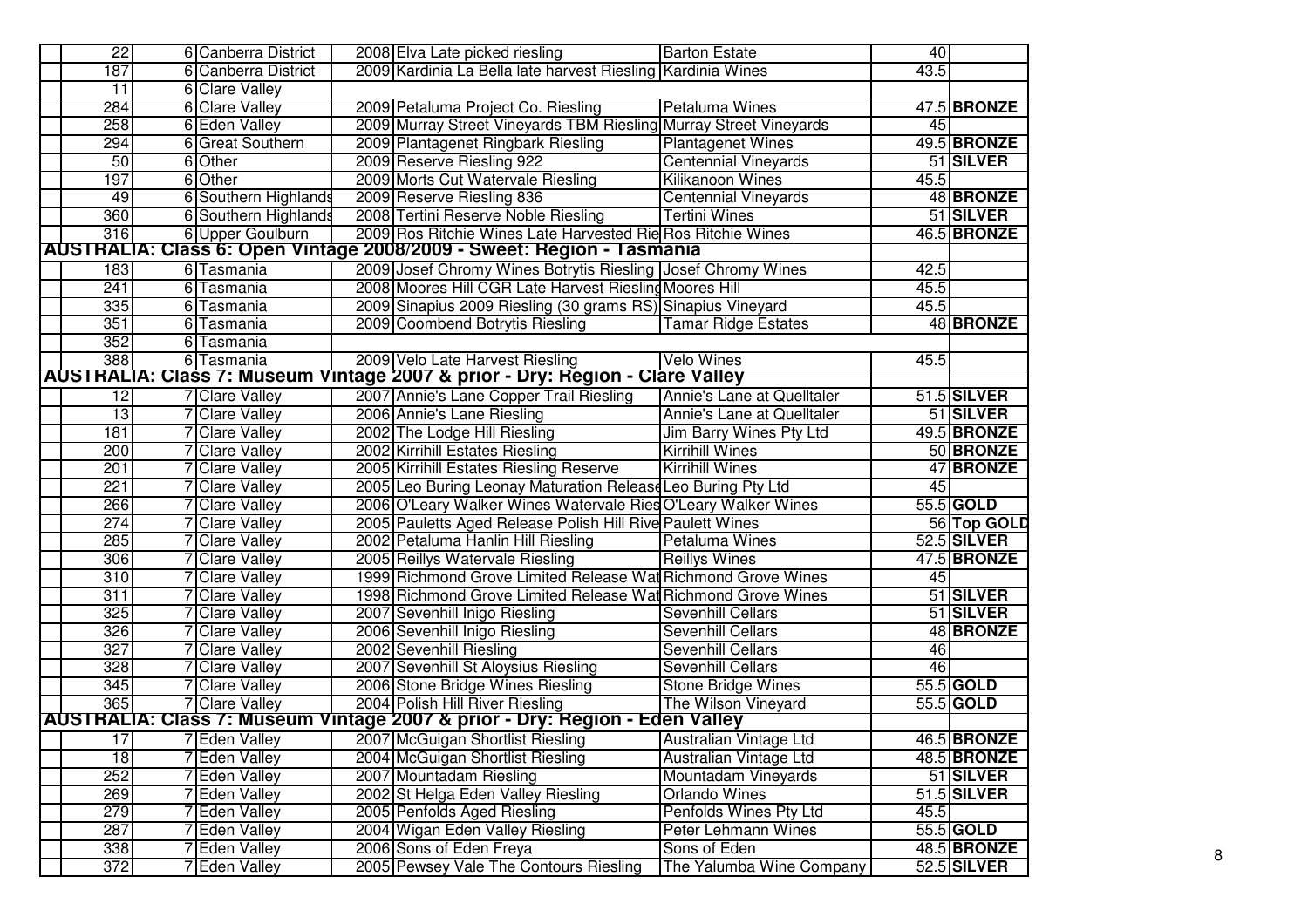| | | | | | | | |
|---|---|---|---|---|---|---|---|
| 22 | 6 | Canberra District | 2008 | Elva Late picked riesling | Barton Estate | 40 | |
| 187 | 6 | Canberra District | 2009 | Kardinia La Bella late harvest Riesling | Kardinia Wines | 43.5 | |
| 11 | 6 | Clare Valley | | | | | |
| 284 | 6 | Clare Valley | 2009 | Petaluma Project Co. Riesling | Petaluma Wines | 47.5 | **BRONZE** |
| 258 | 6 | Eden Valley | 2009 | Murray Street Vineyards TBM Riesling | Murray Street Vineyards | 45 | |
| 294 | 6 | Great Southern | 2009 | Plantagenet Ringbark Riesling | Plantagenet Wines | 49.5 | **BRONZE** |
| 50 | 6 | Other | 2009 | Reserve Riesling 922 | Centennial Vineyards | 51 | **SILVER** |
| 197 | 6 | Other | 2009 | Morts Cut Watervale Riesling | Kilikanoon Wines | 45.5 | |
| 49 | 6 | Southern Highlands | 2009 | Reserve Riesling 836 | Centennial Vineyards | 48 | **BRONZE** |
| 360 | 6 | Southern Highlands | 2008 | Tertini Reserve Noble Riesling | Tertini Wines | 51 | **SILVER** |
| 316 | 6 | Upper Goulburn | 2009 | Ros Ritchie Wines Late Harvested Rie | Ros Ritchie Wines | 46.5 | **BRONZE** |
| **AUSTRALIA: Class 6: Open Vintage 2008/2009 - Sweet: Region - Tasmania** | | | | | | | |
| 183 | 6 | Tasmania | 2009 | Josef Chromy Wines Botrytis Riesling | Josef Chromy Wines | 42.5 | |
| 241 | 6 | Tasmania | 2008 | Moores Hill CGR Late Harvest Riesling | Moores Hill | 45.5 | |
| 335 | 6 | Tasmania | 2009 | Sinapius 2009 Riesling (30 grams RS) | Sinapius Vineyard | 45.5 | |
| 351 | 6 | Tasmania | 2009 | Coombend Botrytis Riesling | Tamar Ridge Estates | 48 | **BRONZE** |
| 352 | 6 | Tasmania | | | | | |
| 388 | 6 | Tasmania | 2009 | Velo Late Harvest Riesling | Velo Wines | 45.5 | |
| **AUSTRALIA: Class 7: Museum Vintage 2007 & prior - Dry: Region - Clare Valley** | | | | | | | |
| 12 | 7 | Clare Valley | 2007 | Annie's Lane Copper Trail Riesling | Annie's Lane at Quelltaler | 51.5 | **SILVER** |
| 13 | 7 | Clare Valley | 2006 | Annie's Lane Riesling | Annie's Lane at Quelltaler | 51 | **SILVER** |
| 181 | 7 | Clare Valley | 2002 | The Lodge Hill Riesling | Jim Barry Wines Pty Ltd | 49.5 | **BRONZE** |
| 200 | 7 | Clare Valley | 2002 | Kirrihill Estates Riesling | Kirrihill Wines | 50 | **BRONZE** |
| 201 | 7 | Clare Valley | 2005 | Kirrihill Estates Riesling Reserve | Kirrihill Wines | 47 | **BRONZE** |
| 221 | 7 | Clare Valley | 2005 | Leo Buring Leonay Maturation Release | Leo Buring Pty Ltd | 45 | |
| 266 | 7 | Clare Valley | 2006 | O'Leary Walker Wines Watervale Ries | O'Leary Walker Wines | 55.5 | **GOLD** |
| 274 | 7 | Clare Valley | 2005 | Pauletts Aged Release Polish Hill Rive | Paulett Wines | 56 | **Top GOLD** |
| 285 | 7 | Clare Valley | 2002 | Petaluma Hanlin Hill Riesling | Petaluma Wines | 52.5 | **SILVER** |
| 306 | 7 | Clare Valley | 2005 | Reillys Watervale Riesling | Reillys Wines | 47.5 | **BRONZE** |
| 310 | 7 | Clare Valley | 1999 | Richmond Grove Limited Release Wat | Richmond Grove Wines | 45 | |
| 311 | 7 | Clare Valley | 1998 | Richmond Grove Limited Release Wat | Richmond Grove Wines | 51 | **SILVER** |
| 325 | 7 | Clare Valley | 2007 | Sevenhill Inigo Riesling | Sevenhill Cellars | 51 | **SILVER** |
| 326 | 7 | Clare Valley | 2006 | Sevenhill Inigo Riesling | Sevenhill Cellars | 48 | **BRONZE** |
| 327 | 7 | Clare Valley | 2002 | Sevenhill Riesling | Sevenhill Cellars | 46 | |
| 328 | 7 | Clare Valley | 2007 | Sevenhill St Aloysius Riesling | Sevenhill Cellars | 46 | |
| 345 | 7 | Clare Valley | 2006 | Stone Bridge Wines Riesling | Stone Bridge Wines | 55.5 | **GOLD** |
| 365 | 7 | Clare Valley | 2004 | Polish Hill River Riesling | The Wilson Vineyard | 55.5 | **GOLD** |
| **AUSTRALIA: Class 7: Museum Vintage 2007 & prior - Dry: Region - Eden Valley** | | | | | | | |
| 17 | 7 | Eden Valley | 2007 | McGuigan Shortlist Riesling | Australian Vintage Ltd | 46.5 | **BRONZE** |
| 18 | 7 | Eden Valley | 2004 | McGuigan Shortlist Riesling | Australian Vintage Ltd | 48.5 | **BRONZE** |
| 252 | 7 | Eden Valley | 2007 | Mountadam Riesling | Mountadam Vineyards | 51 | **SILVER** |
| 269 | 7 | Eden Valley | 2002 | St Helga Eden Valley Riesling | Orlando Wines | 51.5 | **SILVER** |
| 279 | 7 | Eden Valley | 2005 | Penfolds Aged Riesling | Penfolds Wines Pty Ltd | 45.5 | |
| 287 | 7 | Eden Valley | 2004 | Wigan Eden Valley Riesling | Peter Lehmann Wines | 55.5 | **GOLD** |
| 338 | 7 | Eden Valley | 2006 | Sons of Eden Freya | Sons of Eden | 48.5 | **BRONZE** |
| 372 | 7 | Eden Valley | 2005 | Pewsey Vale The Contours Riesling | The Yalumba Wine Company | 52.5 | **SILVER** |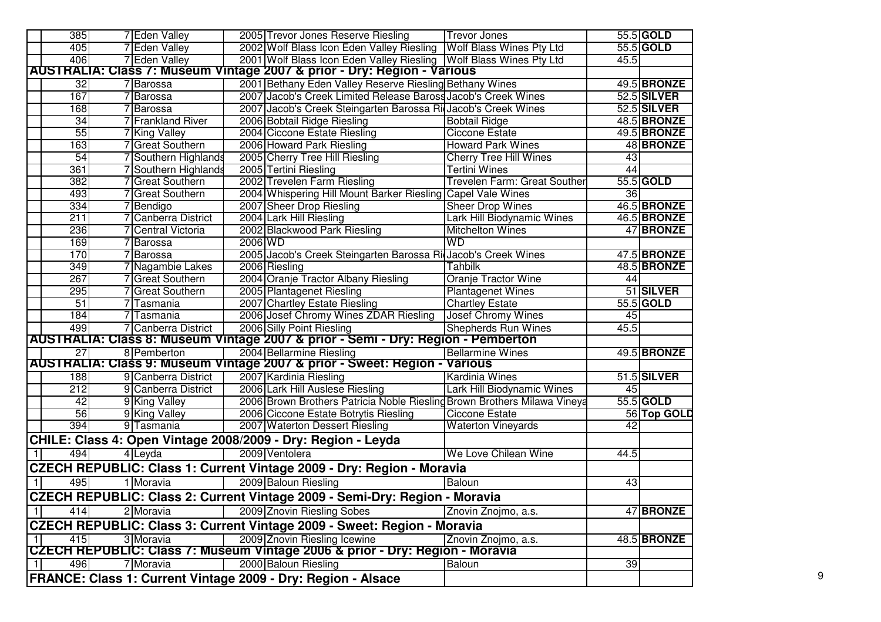|  | 385 | 7 | Eden Valley | 2005 | Trevor Jones Reserve Riesling | Trevor Jones | 55.5 | GOLD |
|---|---|---|---|---|---|---|---|---|
|  | 405 | 7 | Eden Valley | 2002 | Wolf Blass Icon Eden Valley Riesling | Wolf Blass Wines Pty Ltd | 55.5 | GOLD |
|  | 406 | 7 | Eden Valley | 2001 | Wolf Blass Icon Eden Valley Riesling | Wolf Blass Wines Pty Ltd | 45.5 |  |
| **AUSTRALIA: Class 7: Museum Vintage 2007 & prior - Dry: Region - Various** | | | | | | | | |
|  | 32 | 7 | Barossa | 2001 | Bethany Eden Valley Reserve Riesling | Bethany Wines | 49.5 | **BRONZE** |
|  | 167 | 7 | Barossa | 2007 | Jacob's Creek Limited Release Baross | Jacob's Creek Wines | 52.5 | **SILVER** |
|  | 168 | 7 | Barossa | 2007 | Jacob's Creek Steingarten Barossa Ri | Jacob's Creek Wines | 52.5 | **SILVER** |
|  | 34 | 7 | Frankland River | 2006 | Bobtail Ridge Riesling | Bobtail Ridge | 48.5 | **BRONZE** |
|  | 55 | 7 | King Valley | 2004 | Ciccone Estate Riesling | Ciccone Estate | 49.5 | **BRONZE** |
|  | 163 | 7 | Great Southern | 2006 | Howard Park Riesling | Howard Park Wines | 48 | **BRONZE** |
|  | 54 | 7 | Southern Highlands | 2005 | Cherry Tree Hill Riesling | Cherry Tree Hill Wines | 43 |  |
|  | 361 | 7 | Southern Highlands | 2005 | Tertini Riesling | Tertini Wines | 44 |  |
|  | 382 | 7 | Great Southern | 2002 | Trevelen Farm Riesling | Trevelen Farm: Great Souther | 55.5 | **GOLD** |
|  | 493 | 7 | Great Southern | 2004 | Whispering Hill Mount Barker Riesling | Capel Vale Wines | 36 |  |
|  | 334 | 7 | Bendigo | 2007 | Sheer Drop Riesling | Sheer Drop Wines | 46.5 | **BRONZE** |
|  | 211 | 7 | Canberra District | 2004 | Lark Hill Riesling | Lark Hill Biodynamic Wines | 46.5 | **BRONZE** |
|  | 236 | 7 | Central Victoria | 2002 | Blackwood Park Riesling | Mitchelton Wines | 47 | **BRONZE** |
|  | 169 | 7 | Barossa | 2006 | WD | WD |  |  |
|  | 170 | 7 | Barossa | 2005 | Jacob's Creek Steingarten Barossa Ri | Jacob's Creek Wines | 47.5 | **BRONZE** |
|  | 349 | 7 | Nagambie Lakes | 2006 | Riesling | Tahbilk | 48.5 | **BRONZE** |
|  | 267 | 7 | Great Southern | 2004 | Oranje Tractor Albany Riesling | Oranje Tractor Wine | 44 |  |
|  | 295 | 7 | Great Southern | 2005 | Plantagenet Riesling | Plantagenet Wines | 51 | **SILVER** |
|  | 51 | 7 | Tasmania | 2007 | Chartley Estate Riesling | Chartley Estate | 55.5 | **GOLD** |
|  | 184 | 7 | Tasmania | 2006 | Josef Chromy Wines ZDAR Riesling | Josef Chromy Wines | 45 |  |
|  | 499 | 7 | Canberra District | 2006 | Silly Point Riesling | Shepherds Run Wines | 45.5 |  |
| **AUSTRALIA: Class 8: Museum Vintage 2007 & prior - Semi - Dry: Region - Pemberton** | | | | | | | | |
|  | 27 | 8 | Pemberton | 2004 | Bellarmine Riesling | Bellarmine Wines | 49.5 | **BRONZE** |
| **AUSTRALIA: Class 9: Museum Vintage 2007 & prior - Sweet: Region - Various** | | | | | | | | |
|  | 188 | 9 | Canberra District | 2007 | Kardinia Riesling | Kardinia Wines | 51.5 | **SILVER** |
|  | 212 | 9 | Canberra District | 2006 | Lark Hill Auslese Riesling | Lark Hill Biodynamic Wines | 45 |  |
|  | 42 | 9 | King Valley | 2006 | Brown Brothers Patricia Noble Riesling | Brown Brothers Milawa Vineya | 55.5 | **GOLD** |
|  | 56 | 9 | King Valley | 2006 | Ciccone Estate Botrytis Riesling | Ciccone Estate | 56 | **Top GOLD** |
|  | 394 | 9 | Tasmania | 2007 | Waterton Dessert Riesling | Waterton Vineyards | 42 |  |
| **CHILE: Class 4: Open Vintage 2008/2009 - Dry: Region - Leyda** | | | | | | | | |
| 1 | 494 | 4 | Leyda | 2009 | Ventolera | We Love Chilean Wine | 44.5 |  |
| **CZECH REPUBLIC: Class 1: Current Vintage 2009 - Dry: Region - Moravia** | | | | | | | | |
| 1 | 495 | 1 | Moravia | 2009 | Baloun Riesling | Baloun | 43 |  |
| **CZECH REPUBLIC: Class 2: Current Vintage 2009 - Semi-Dry: Region - Moravia** | | | | | | | | |
| 1 | 414 | 2 | Moravia | 2009 | Znovin Riesling Sobes | Znovin Znojmo, a.s. | 47 | **BRONZE** |
| **CZECH REPUBLIC: Class 3: Current Vintage 2009 - Sweet: Region - Moravia** | | | | | | | | |
| 1 | 415 | 3 | Moravia | 2009 | Znovin Riesling Icewine | Znovin Znojmo, a.s. | 48.5 | **BRONZE** |
| **CZECH REPUBLIC: Class 7: Museum Vintage 2006 & prior - Dry: Region - Moravia** | | | | | | | | |
| 1 | 496 | 7 | Moravia | 2000 | Baloun Riesling | Baloun | 39 |  |
| **FRANCE: Class 1: Current Vintage 2009 - Dry: Region - Alsace** | | | | | | | | |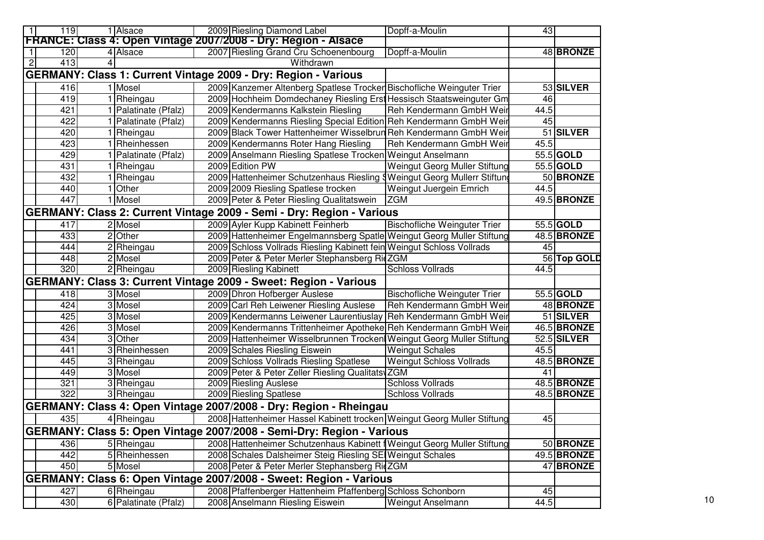| | | | | | | | |
|---|---|---|---|---|---|---|---|
| 1 | 119 | 1 | Alsace | 2009 | Riesling Diamond Label | Dopff-a-Moulin | 43 | |
| **FRANCE: Class 4: Open Vintage 2007/2008 - Dry: Region - Alsace** | | | | | | | | |
| 1 | 120 | 4 | Alsace | 2007 | Riesling Grand Cru Schoenenbourg | Dopff-a-Moulin | 48 | **BRONZE** |
| 2 | 413 | 4 | | | Withdrawn | | | |
| **GERMANY: Class 1: Current Vintage 2009 - Dry: Region - Various** | | | | | | | | |
| | 416 | 1 | Mosel | 2009 | Kanzemer Altenberg Spatlese Trocken | Bischofliche Weinguter Trier | 53 | **SILVER** |
| | 419 | 1 | Rheingau | 2009 | Hochheim Domdechaney Riesling Erst | Hessisch Staatsweinguter Gm | 46 | |
| | 421 | 1 | Palatinate (Pfalz) | 2009 | Kendermanns Kalkstein Riesling | Reh Kendermann GmbH Weir | 44.5 | |
| | 422 | 1 | Palatinate (Pfalz) | 2009 | Kendermanns Riesling Special Edition | Reh Kendermann GmbH Weir | 45 | |
| | 420 | 1 | Rheingau | 2009 | Black Tower Hattenheimer Wisselbrun | Reh Kendermann GmbH Weir | 51 | **SILVER** |
| | 423 | 1 | Rheinhessen | 2009 | Kendermanns Roter Hang Riesling | Reh Kendermann GmbH Weir | 45.5 | |
| | 429 | 1 | Palatinate (Pfalz) | 2009 | Anselmann Riesling Spatlese Trocken | Weingut Anselmann | 55.5 | **GOLD** |
| | 431 | 1 | Rheingau | 2009 | Edition PW | Weingut Georg Muller Stiftung | 55.5 | **GOLD** |
| | 432 | 1 | Rheingau | 2009 | Hattenheimer Schutzenhaus Riesling S | Weingut Georg Mullerr Stiftung | 50 | **BRONZE** |
| | 440 | 1 | Other | 2009 | 2009 Riesling Spatlese trocken | Weingut Juergein Emrich | 44.5 | |
| | 447 | 1 | Mosel | 2009 | Peter & Peter Riesling Qualitatswein | ZGM | 49.5 | **BRONZE** |
| **GERMANY: Class 2: Current Vintage 2009 - Semi - Dry: Region - Various** | | | | | | | | |
| | 417 | 2 | Mosel | 2009 | Ayler Kupp Kabinett Feinherb | Bischofliche Weinguter Trier | 55.5 | **GOLD** |
| | 433 | 2 | Other | 2009 | Hattenheimer Engelmannsberg Spatle | Weingut Georg Muller Stiftung | 48.5 | **BRONZE** |
| | 444 | 2 | Rheingau | 2009 | Schloss Vollrads Riesling Kabinett fein | Weingut Schloss Vollrads | 45 | |
| | 448 | 2 | Mosel | 2009 | Peter & Peter Merler Stephansberg Ri | ZGM | 56 | **Top GOLD** |
| | 320 | 2 | Rheingau | 2009 | Riesling Kabinett | Schloss Vollrads | 44.5 | |
| **GERMANY: Class 3: Current Vintage 2009 - Sweet: Region - Various** | | | | | | | | |
| | 418 | 3 | Mosel | 2009 | Dhron Hofberger Auslese | Bischofliche Weinguter Trier | 55.5 | **GOLD** |
| | 424 | 3 | Mosel | 2009 | Carl Reh Leiwener Riesling Auslese | Reh Kendermann GmbH Weir | 48 | **BRONZE** |
| | 425 | 3 | Mosel | 2009 | Kendermanns Leiwener Laurentiuslay | Reh Kendermann GmbH Weir | 51 | **SILVER** |
| | 426 | 3 | Mosel | 2009 | Kendermanns Trittenheimer Apotheke | Reh Kendermann GmbH Weir | 46.5 | **BRONZE** |
| | 434 | 3 | Other | 2009 | Hattenheimer Wisselbrunnen Trocken | Weingut Georg Muller Stiftung | 52.5 | **SILVER** |
| | 441 | 3 | Rheinhessen | 2009 | Schales Riesling Eiswein | Weingut Schales | 45.5 | |
| | 445 | 3 | Rheingau | 2009 | Schloss Vollrads Riesling Spatlese | Weingut Schloss Vollrads | 48.5 | **BRONZE** |
| | 449 | 3 | Mosel | 2009 | Peter & Peter Zeller Riesling Qualitats | ZGM | 41 | |
| | 321 | 3 | Rheingau | 2009 | Riesling Auslese | Schloss Vollrads | 48.5 | **BRONZE** |
| | 322 | 3 | Rheingau | 2009 | Riesling Spatlese | Schloss Vollrads | 48.5 | **BRONZE** |
| **GERMANY: Class 4: Open Vintage 2007/2008 - Dry: Region - Rheingau** | | | | | | | | |
| | 435 | 4 | Rheingau | 2008 | Hattenheimer Hassel Kabinett trocken | Weingut Georg Muller Stiftung | 45 | |
| **GERMANY: Class 5: Open Vintage 2007/2008 - Semi-Dry: Region - Various** | | | | | | | | |
| | 436 | 5 | Rheingau | 2008 | Hattenheimer Schutzenhaus Kabinett f | Weingut Georg Muller Stiftung | 50 | **BRONZE** |
| | 442 | 5 | Rheinhessen | 2008 | Schales Dalsheimer Steig Riesling SE | Weingut Schales | 49.5 | **BRONZE** |
| | 450 | 5 | Mosel | 2008 | Peter & Peter Merler Stephansberg Ri | ZGM | 47 | **BRONZE** |
| **GERMANY: Class 6: Open Vintage 2007/2008 - Sweet: Region - Various** | | | | | | | | |
| | 427 | 6 | Rheingau | 2008 | Pfaffenberger Hattenheim Pfaffenberg | Schloss Schonborn | 45 | |
| | 430 | 6 | Palatinate (Pfalz) | 2008 | Anselmann Riesling Eiswein | Weingut Anselmann | 44.5 | |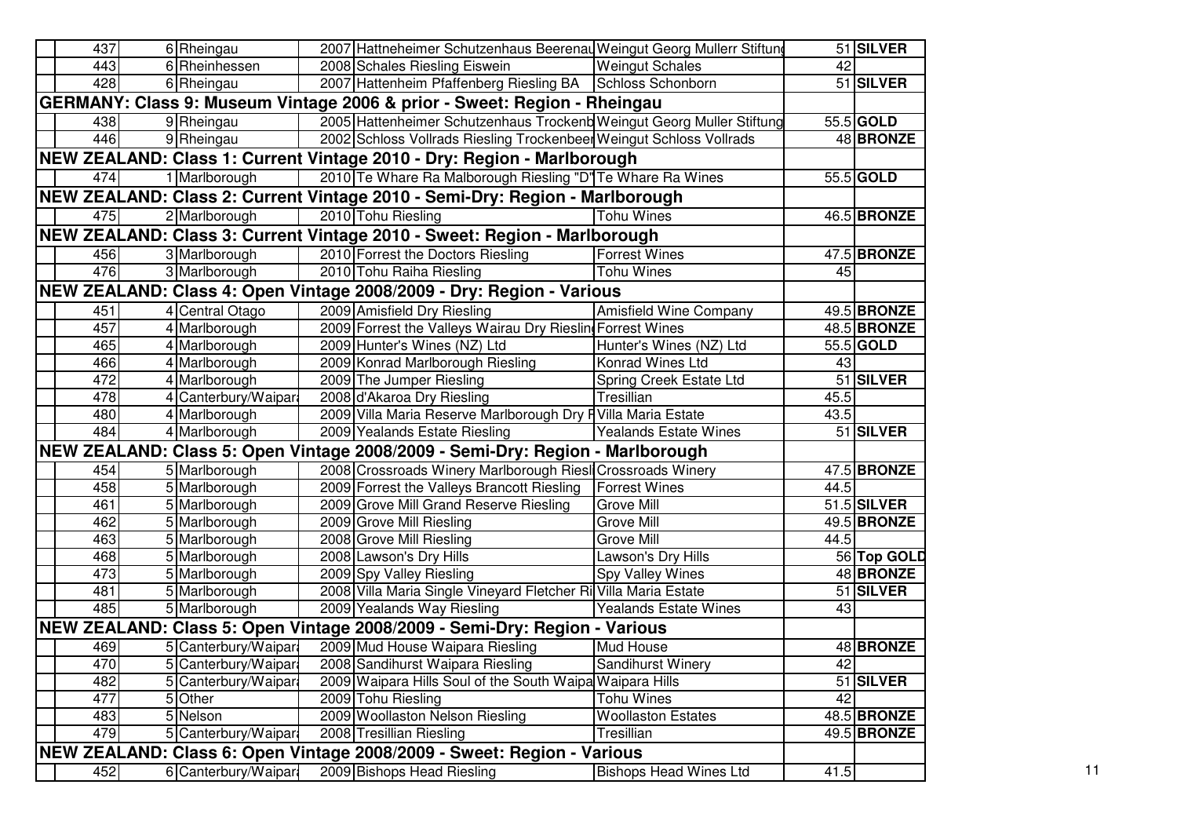| | | | | | | |
|---|---|---|---|---|---|---|
| 437 | 6 | Rheingau | 2007 | Hattneheimer Schutzenhaus Beerenau | Weingut Georg Mullerr Stiftung | 51 | SILVER |
| 443 | 6 | Rheinhessen | 2008 | Schales Riesling Eiswein | Weingut Schales | 42 | |
| 428 | 6 | Rheingau | 2007 | Hattenheim Pfaffenberg Riesling BA | Schloss Schonborn | 51 | SILVER |
| **GERMANY: Class 9: Museum Vintage 2006 & prior - Sweet: Region - Rheingau** | | | | | | | |
| 438 | 9 | Rheingau | 2005 | Hattenheimer Schutzenhaus Trockenb | Weingut Georg Muller Stiftung | 55.5 | GOLD |
| 446 | 9 | Rheingau | 2002 | Schloss Vollrads Riesling Trockenbeer | Weingut Schloss Vollrads | 48 | BRONZE |
| **NEW ZEALAND: Class 1: Current Vintage 2010 - Dry: Region - Marlborough** | | | | | | | |
| 474 | 1 | Marlborough | 2010 | Te Whare Ra Malborough Riesling "D" | Te Whare Ra Wines | 55.5 | GOLD |
| **NEW ZEALAND: Class 2: Current Vintage 2010 - Semi-Dry: Region - Marlborough** | | | | | | | |
| 475 | 2 | Marlborough | 2010 | Tohu Riesling | Tohu Wines | 46.5 | BRONZE |
| **NEW ZEALAND: Class 3: Current Vintage 2010 - Sweet: Region - Marlborough** | | | | | | | |
| 456 | 3 | Marlborough | 2010 | Forrest the Doctors Riesling | Forrest Wines | 47.5 | BRONZE |
| 476 | 3 | Marlborough | 2010 | Tohu Raiha Riesling | Tohu Wines | 45 | |
| **NEW ZEALAND: Class 4: Open Vintage 2008/2009 - Dry: Region - Various** | | | | | | | |
| 451 | 4 | Central Otago | 2009 | Amisfield Dry Riesling | Amisfield Wine Company | 49.5 | BRONZE |
| 457 | 4 | Marlborough | 2009 | Forrest the Valleys Wairau Dry Riesling | Forrest Wines | 48.5 | BRONZE |
| 465 | 4 | Marlborough | 2009 | Hunter's Wines (NZ) Ltd | Hunter's Wines (NZ) Ltd | 55.5 | GOLD |
| 466 | 4 | Marlborough | 2009 | Konrad Marlborough Riesling | Konrad Wines Ltd | 43 | |
| 472 | 4 | Marlborough | 2009 | The Jumper Riesling | Spring Creek Estate Ltd | 51 | SILVER |
| 478 | 4 | Canterbury/Waipara | 2008 | d'Akaroa Dry Riesling | Tresillian | 45.5 | |
| 480 | 4 | Marlborough | 2009 | Villa Maria Reserve Marlborough Dry R | Villa Maria Estate | 43.5 | |
| 484 | 4 | Marlborough | 2009 | Yealands Estate Riesling | Yealands Estate Wines | 51 | SILVER |
| **NEW ZEALAND: Class 5: Open Vintage 2008/2009 - Semi-Dry: Region - Marlborough** | | | | | | | |
| 454 | 5 | Marlborough | 2008 | Crossroads Winery Marlborough Riesl | Crossroads Winery | 47.5 | BRONZE |
| 458 | 5 | Marlborough | 2009 | Forrest the Valleys Brancott Riesling | Forrest Wines | 44.5 | |
| 461 | 5 | Marlborough | 2009 | Grove Mill Grand Reserve Riesling | Grove Mill | 51.5 | SILVER |
| 462 | 5 | Marlborough | 2009 | Grove Mill Riesling | Grove Mill | 49.5 | BRONZE |
| 463 | 5 | Marlborough | 2008 | Grove Mill Riesling | Grove Mill | 44.5 | |
| 468 | 5 | Marlborough | 2008 | Lawson's Dry Hills | Lawson's Dry Hills | 56 | Top GOLD |
| 473 | 5 | Marlborough | 2009 | Spy Valley Riesling | Spy Valley Wines | 48 | BRONZE |
| 481 | 5 | Marlborough | 2008 | Villa Maria Single Vineyard Fletcher Ri | Villa Maria Estate | 51 | SILVER |
| 485 | 5 | Marlborough | 2009 | Yealands Way Riesling | Yealands Estate Wines | 43 | |
| **NEW ZEALAND: Class 5: Open Vintage 2008/2009 - Semi-Dry: Region - Various** | | | | | | | |
| 469 | 5 | Canterbury/Waipara | 2009 | Mud House Waipara Riesling | Mud House | 48 | BRONZE |
| 470 | 5 | Canterbury/Waipara | 2008 | Sandihurst Waipara Riesling | Sandihurst Winery | 42 | |
| 482 | 5 | Canterbury/Waipara | 2009 | Waipara Hills Soul of the South Waipa | Waipara Hills | 51 | SILVER |
| 477 | 5 | Other | 2009 | Tohu Riesling | Tohu Wines | 42 | |
| 483 | 5 | Nelson | 2009 | Woollaston Nelson Riesling | Woollaston Estates | 48.5 | BRONZE |
| 479 | 5 | Canterbury/Waipara | 2008 | Tresillian Riesling | Tresillian | 49.5 | BRONZE |
| **NEW ZEALAND: Class 6: Open Vintage 2008/2009 - Sweet: Region - Various** | | | | | | | |
| 452 | 6 | Canterbury/Waipara | 2009 | Bishops Head Riesling | Bishops Head Wines Ltd | 41.5 | |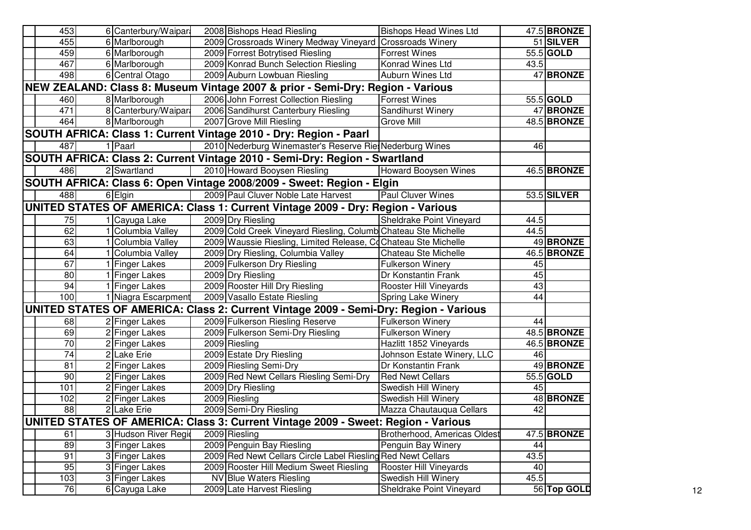| | | | | | | |
|---|---|---|---|---|---|---|
| 453 | 6 | Canterbury/Waipara | 2008 | Bishops Head Riesling | Bishops Head Wines Ltd | 47.5 | **BRONZE** |
| 455 | 6 | Marlborough | 2009 | Crossroads Winery Medway Vineyard | Crossroads Winery | 51 | **SILVER** |
| 459 | 6 | Marlborough | 2009 | Forrest Botrytised Riesling | Forrest Wines | 55.5 | **GOLD** |
| 467 | 6 | Marlborough | 2009 | Konrad Bunch Selection Riesling | Konrad Wines Ltd | 43.5 | |
| 498 | 6 | Central Otago | 2009 | Auburn Lowbuan Riesling | Auburn Wines Ltd | 47 | **BRONZE** |
| **NEW ZEALAND: Class 8: Museum Vintage 2007 & prior - Semi-Dry: Region - Various** | | | | | | | |
| 460 | 8 | Marlborough | 2006 | John Forrest Collection Riesling | Forrest Wines | 55.5 | **GOLD** |
| 471 | 8 | Canterbury/Waipara | 2006 | Sandihurst Canterbury Riesling | Sandihurst Winery | 47 | **BRONZE** |
| 464 | 8 | Marlborough | 2007 | Grove Mill Riesling | Grove Mill | 48.5 | **BRONZE** |
| **SOUTH AFRICA: Class 1: Current Vintage 2010 - Dry: Region - Paarl** | | | | | | | |
| 487 | 1 | Paarl | 2010 | Nederburg Winemaster's Reserve Ries | Nederburg Wines | 46 | |
| **SOUTH AFRICA: Class 2: Current Vintage 2010 - Semi-Dry: Region - Swartland** | | | | | | | |
| 486 | 2 | Swartland | 2010 | Howard Booysen Riesling | Howard Booysen Wines | 46.5 | **BRONZE** |
| **SOUTH AFRICA: Class 6: Open Vintage 2008/2009 - Sweet: Region - Elgin** | | | | | | | |
| 488 | 6 | Elgin | 2009 | Paul Cluver Noble Late Harvest | Paul Cluver Wines | 53.5 | **SILVER** |
| **UNITED STATES OF AMERICA: Class 1: Current Vintage 2009 - Dry: Region - Various** | | | | | | | |
| 75 | 1 | Cayuga Lake | 2009 | Dry Riesling | Sheldrake Point Vineyard | 44.5 | |
| 62 | 1 | Columbia Valley | 2009 | Cold Creek Vineyard Riesling, Columb | Chateau Ste Michelle | 44.5 | |
| 63 | 1 | Columbia Valley | 2009 | Waussie Riesling, Limited Release, Co | Chateau Ste Michelle | 49 | **BRONZE** |
| 64 | 1 | Columbia Valley | 2009 | Dry Riesling, Columbia Valley | Chateau Ste Michelle | 46.5 | **BRONZE** |
| 67 | 1 | Finger Lakes | 2009 | Fulkerson Dry Riesling | Fulkerson Winery | 45 | |
| 80 | 1 | Finger Lakes | 2009 | Dry Riesling | Dr Konstantin Frank | 45 | |
| 94 | 1 | Finger Lakes | 2009 | Rooster Hill Dry Riesling | Rooster Hill Vineyards | 43 | |
| 100 | 1 | Niagra Escarpment | 2009 | Vasallo Estate Riesling | Spring Lake Winery | 44 | |
| **UNITED STATES OF AMERICA: Class 2: Current Vintage 2009 - Semi-Dry: Region - Various** | | | | | | | |
| 68 | 2 | Finger Lakes | 2009 | Fulkerson Riesling Reserve | Fulkerson Winery | 44 | |
| 69 | 2 | Finger Lakes | 2009 | Fulkerson Semi-Dry Riesling | Fulkerson Winery | 48.5 | **BRONZE** |
| 70 | 2 | Finger Lakes | 2009 | Riesling | Hazlitt 1852 Vineyards | 46.5 | **BRONZE** |
| 74 | 2 | Lake Erie | 2009 | Estate Dry Riesling | Johnson Estate Winery, LLC | 46 | |
| 81 | 2 | Finger Lakes | 2009 | Riesling Semi-Dry | Dr Konstantin Frank | 49 | **BRONZE** |
| 90 | 2 | Finger Lakes | 2009 | Red Newt Cellars Riesling Semi-Dry | Red Newt Cellars | 55.5 | **GOLD** |
| 101 | 2 | Finger Lakes | 2009 | Dry Riesling | Swedish Hill Winery | 45 | |
| 102 | 2 | Finger Lakes | 2009 | Riesling | Swedish Hill Winery | 48 | **BRONZE** |
| 88 | 2 | Lake Erie | 2009 | Semi-Dry Riesling | Mazza Chautauqua Cellars | 42 | |
| **UNITED STATES OF AMERICA: Class 3: Current Vintage 2009 - Sweet: Region - Various** | | | | | | | |
| 61 | 3 | Hudson River Regio | 2009 | Riesling | Brotherhood, Americas Oldest | 47.5 | **BRONZE** |
| 89 | 3 | Finger Lakes | 2009 | Penguin Bay Riesling | Penguin Bay Winery | 44 | |
| 91 | 3 | Finger Lakes | 2009 | Red Newt Cellars Circle Label Riesling | Red Newt Cellars | 43.5 | |
| 95 | 3 | Finger Lakes | 2009 | Rooster Hill Medium Sweet Riesling | Rooster Hill Vineyards | 40 | |
| 103 | 3 | Finger Lakes | NV | Blue Waters Riesling | Swedish Hill Winery | 45.5 | |
| 76 | 6 | Cayuga Lake | 2009 | Late Harvest Riesling | Sheldrake Point Vineyard | 56 | **Top GOLD** |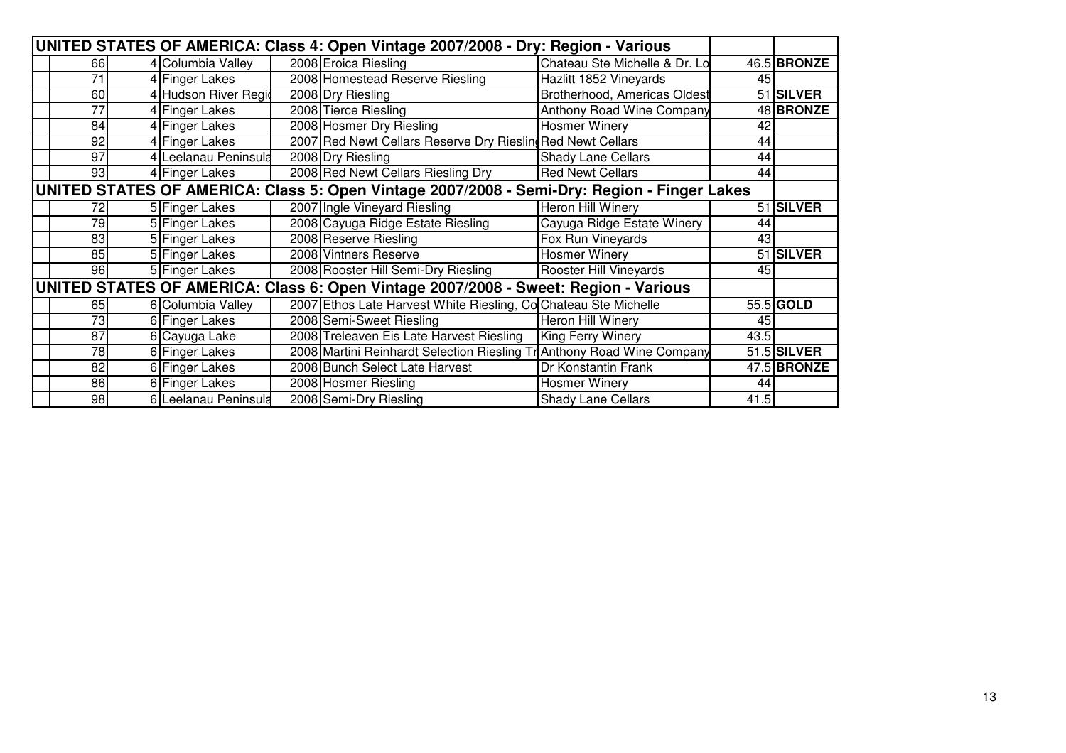| | | | | | | | |
|---|---|---|---|---|---|---|---|
| **UNITED STATES OF AMERICA: Class 4: Open Vintage 2007/2008 - Dry: Region - Various** | | | | | | | |
| 66 | 4 | Columbia Valley | 2008 | Eroica Riesling | Chateau Ste Michelle & Dr. Lo | 46.5 | **BRONZE** |
| 71 | 4 | Finger Lakes | 2008 | Homestead Reserve Riesling | Hazlitt 1852 Vineyards | 45 | |
| 60 | 4 | Hudson River Regio | 2008 | Dry Riesling | Brotherhood, Americas Oldest | 51 | **SILVER** |
| 77 | 4 | Finger Lakes | 2008 | Tierce Riesling | Anthony Road Wine Company | 48 | **BRONZE** |
| 84 | 4 | Finger Lakes | 2008 | Hosmer Dry Riesling | Hosmer Winery | 42 | |
| 92 | 4 | Finger Lakes | 2007 | Red Newt Cellars Reserve Dry Rieslin | Red Newt Cellars | 44 | |
| 97 | 4 | Leelanau Peninsula | 2008 | Dry Riesling | Shady Lane Cellars | 44 | |
| 93 | 4 | Finger Lakes | 2008 | Red Newt Cellars Riesling Dry | Red Newt Cellars | 44 | |
| **UNITED STATES OF AMERICA: Class 5: Open Vintage 2007/2008 - Semi-Dry: Region - Finger Lakes** | | | | | | | |
| 72 | 5 | Finger Lakes | 2007 | Ingle Vineyard Riesling | Heron Hill Winery | 51 | **SILVER** |
| 79 | 5 | Finger Lakes | 2008 | Cayuga Ridge Estate Riesling | Cayuga Ridge Estate Winery | 44 | |
| 83 | 5 | Finger Lakes | 2008 | Reserve Riesling | Fox Run Vineyards | 43 | |
| 85 | 5 | Finger Lakes | 2008 | Vintners Reserve | Hosmer Winery | 51 | **SILVER** |
| 96 | 5 | Finger Lakes | 2008 | Rooster Hill Semi-Dry Riesling | Rooster Hill Vineyards | 45 | |
| **UNITED STATES OF AMERICA: Class 6: Open Vintage 2007/2008 - Sweet: Region - Various** | | | | | | | |
| 65 | 6 | Columbia Valley | 2007 | Ethos Late Harvest White Riesling, Co | Chateau Ste Michelle | 55.5 | **GOLD** |
| 73 | 6 | Finger Lakes | 2008 | Semi-Sweet Riesling | Heron Hill Winery | 45 | |
| 87 | 6 | Cayuga Lake | 2008 | Treleaven Eis Late Harvest Riesling | King Ferry Winery | 43.5 | |
| 78 | 6 | Finger Lakes | 2008 | Martini Reinhardt Selection Riesling Tr | Anthony Road Wine Company | 51.5 | **SILVER** |
| 82 | 6 | Finger Lakes | 2008 | Bunch Select Late Harvest | Dr Konstantin Frank | 47.5 | **BRONZE** |
| 86 | 6 | Finger Lakes | 2008 | Hosmer Riesling | Hosmer Winery | 44 | |
| 98 | 6 | Leelanau Peninsula | 2008 | Semi-Dry Riesling | Shady Lane Cellars | 41.5 | |